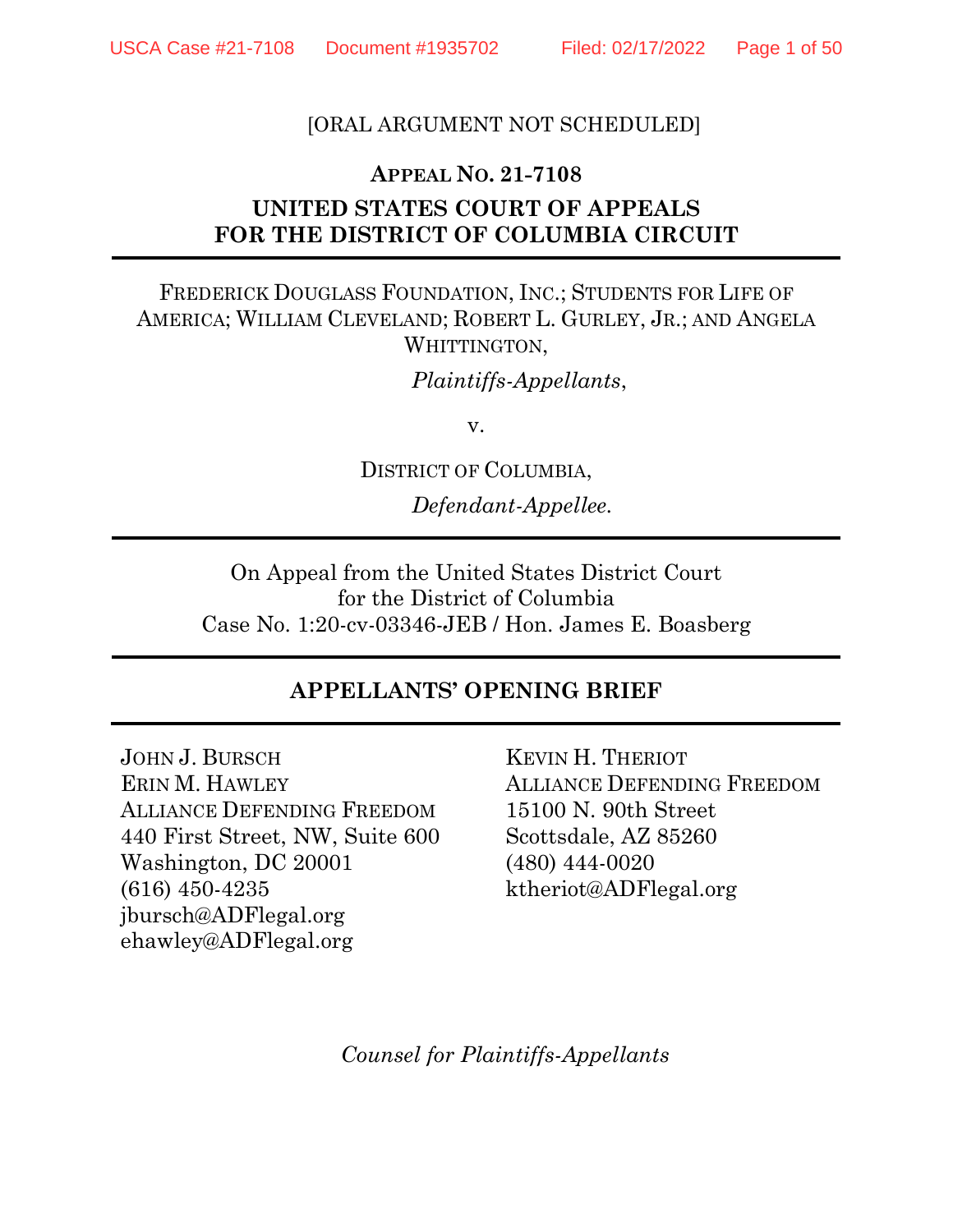[ORAL ARGUMENT NOT SCHEDULED]

**APPEAL NO. 21-7108**

**UNITED STATES COURT OF APPEALS**
**FOR THE DISTRICT OF COLUMBIA CIRCUIT**

---

FREDERICK DOUGLASS FOUNDATION, INC.; STUDENTS FOR LIFE OF AMERICA; WILLIAM CLEVELAND; ROBERT L. GURLEY, JR.; AND ANGELA WHITTINGTON,

*Plaintiffs-Appellants*,

v.

DISTRICT OF COLUMBIA,

*Defendant-Appellee.*

---

On Appeal from the United States District Court
for the District of Columbia
Case No. 1:20-cv-03346-JEB / Hon. James E. Boasberg

---

## APPELLANTS' OPENING BRIEF

---

JOHN J. BURSCH
ERIN M. HAWLEY
ALLIANCE DEFENDING FREEDOM
440 First Street, NW, Suite 600
Washington, DC 20001
(616) 450-4235
jbursch@ADFlegal.org
ehawley@ADFlegal.org

KEVIN H. THERIOT
ALLIANCE DEFENDING FREEDOM
15100 N. 90th Street
Scottsdale, AZ 85260
(480) 444-0020
ktheriot@ADFlegal.org

*Counsel for Plaintiffs-Appellants*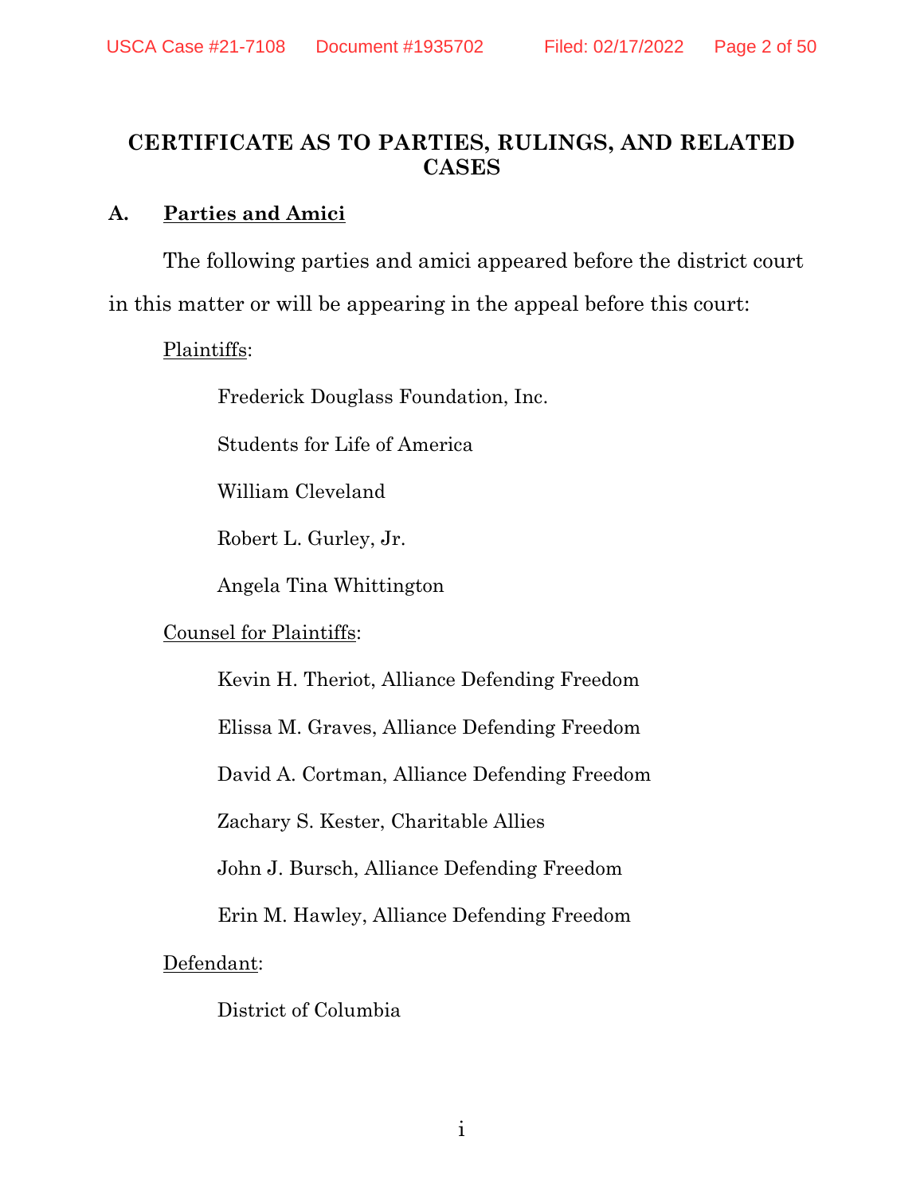# CERTIFICATE AS TO PARTIES, RULINGS, AND RELATED CASES

## A. Parties and Amici

The following parties and amici appeared before the district court in this matter or will be appearing in the appeal before this court:

Plaintiffs:

Frederick Douglass Foundation, Inc.

Students for Life of America

William Cleveland

Robert L. Gurley, Jr.

Angela Tina Whittington

Counsel for Plaintiffs:

Kevin H. Theriot, Alliance Defending Freedom

Elissa M. Graves, Alliance Defending Freedom

David A. Cortman, Alliance Defending Freedom

Zachary S. Kester, Charitable Allies

John J. Bursch, Alliance Defending Freedom

Erin M. Hawley, Alliance Defending Freedom

Defendant:

District of Columbia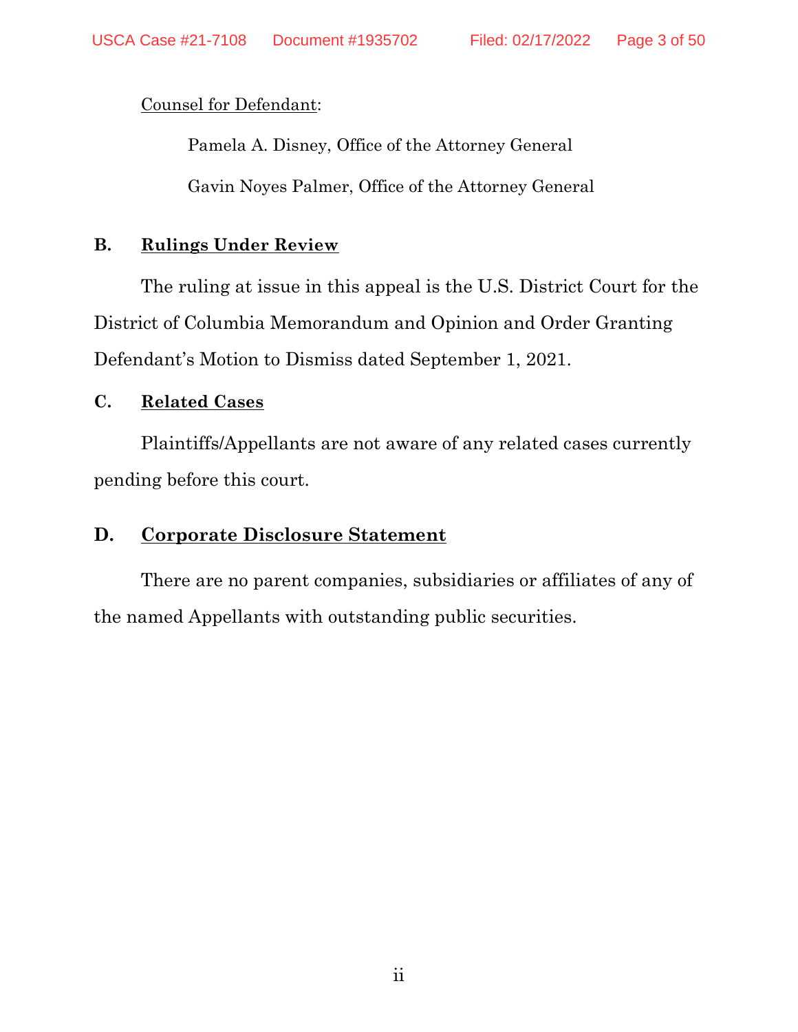<u>Counsel for Defendant</u>:

Pamela A. Disney, Office of the Attorney General

Gavin Noyes Palmer, Office of the Attorney General

**B. <u>Rulings Under Review</u>**

The ruling at issue in this appeal is the U.S. District Court for the District of Columbia Memorandum and Opinion and Order Granting Defendant's Motion to Dismiss dated September 1, 2021.

**C. <u>Related Cases</u>**

Plaintiffs/Appellants are not aware of any related cases currently pending before this court.

**D. <u>Corporate Disclosure Statement</u>**

There are no parent companies, subsidiaries or affiliates of any of the named Appellants with outstanding public securities.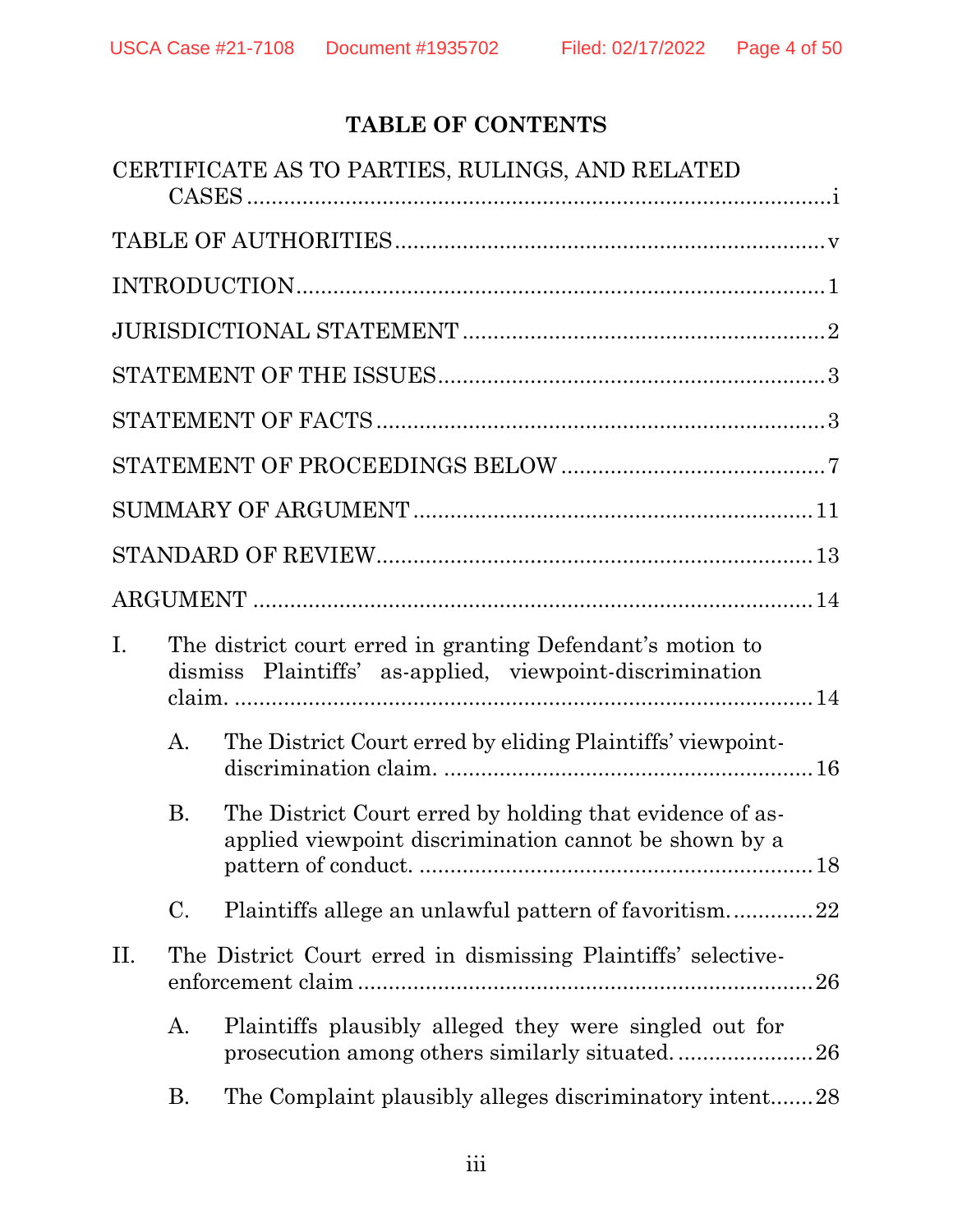# TABLE OF CONTENTS

CERTIFICATE AS TO PARTIES, RULINGS, AND RELATED CASES .......... i

TABLE OF AUTHORITIES .......... v

INTRODUCTION .......... 1

JURISDICTIONAL STATEMENT .......... 2

STATEMENT OF THE ISSUES .......... 3

STATEMENT OF FACTS .......... 3

STATEMENT OF PROCEEDINGS BELOW .......... 7

SUMMARY OF ARGUMENT .......... 11

STANDARD OF REVIEW .......... 13

ARGUMENT .......... 14

I. The district court erred in granting Defendant's motion to dismiss Plaintiffs' as-applied, viewpoint-discrimination claim. .......... 14

   A. The District Court erred by eliding Plaintiffs' viewpoint-discrimination claim. .......... 16

   B. The District Court erred by holding that evidence of as-applied viewpoint discrimination cannot be shown by a pattern of conduct. .......... 18

   C. Plaintiffs allege an unlawful pattern of favoritism. .......... 22

II. The District Court erred in dismissing Plaintiffs' selective-enforcement claim .......... 26

   A. Plaintiffs plausibly alleged they were singled out for prosecution among others similarly situated. .......... 26

   B. The Complaint plausibly alleges discriminatory intent .......... 28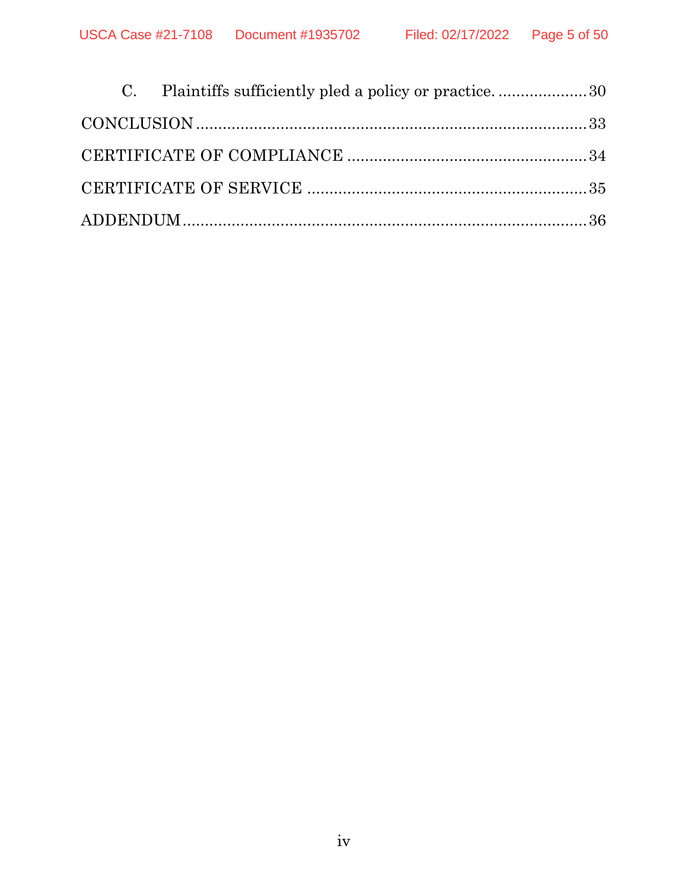C. Plaintiffs sufficiently pled a policy or practice. .................... 30

CONCLUSION ........................................................................................ 33

CERTIFICATE OF COMPLIANCE ...................................................... 34

CERTIFICATE OF SERVICE ............................................................... 35

ADDENDUM .......................................................................................... 36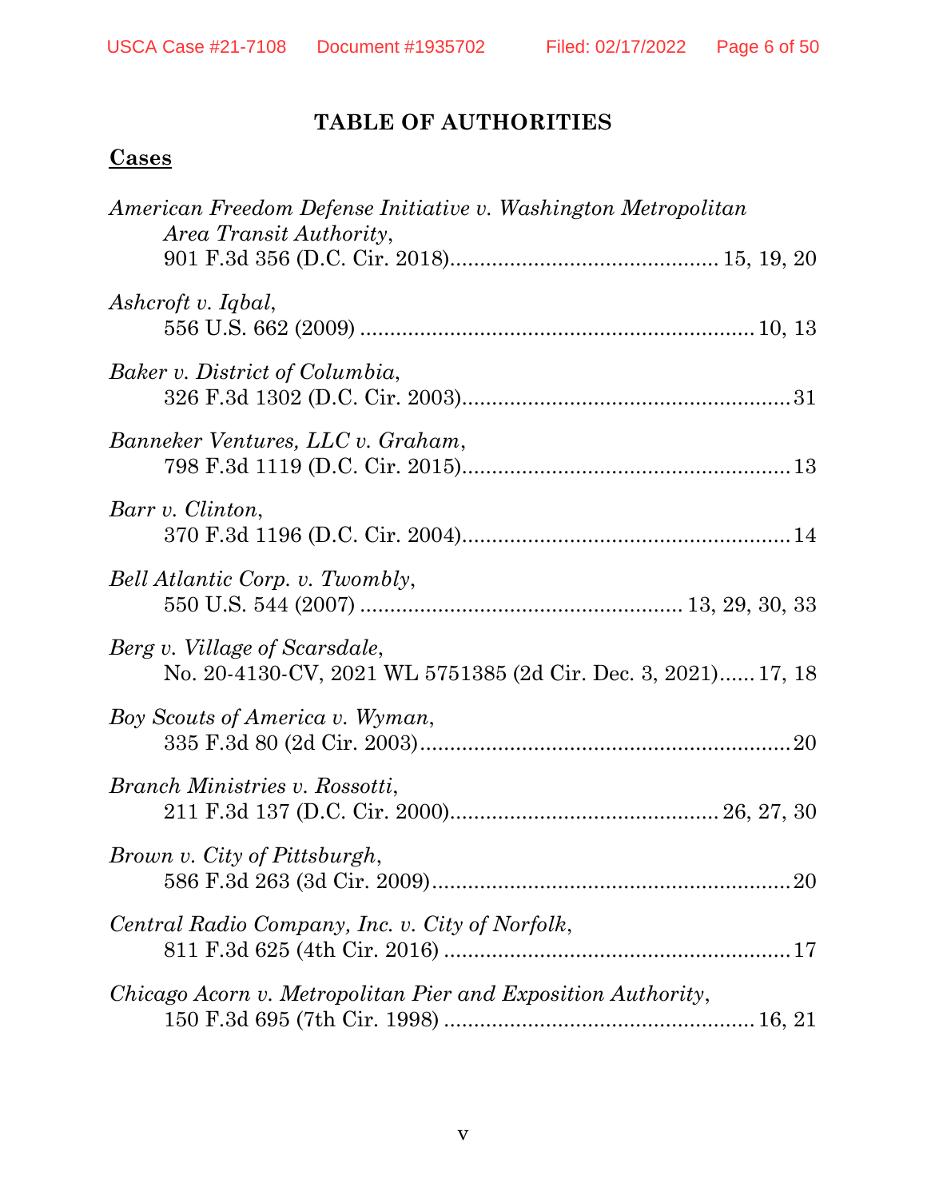# TABLE OF AUTHORITIES

## Cases

*American Freedom Defense Initiative v. Washington Metropolitan Area Transit Authority*,
901 F.3d 356 (D.C. Cir. 2018)............................................ 15, 19, 20

*Ashcroft v. Iqbal*,
556 U.S. 662 (2009) ................................................................ 10, 13

*Baker v. District of Columbia*,
326 F.3d 1302 (D.C. Cir. 2003)...................................................... 31

*Banneker Ventures, LLC v. Graham*,
798 F.3d 1119 (D.C. Cir. 2015)...................................................... 13

*Barr v. Clinton*,
370 F.3d 1196 (D.C. Cir. 2004)...................................................... 14

*Bell Atlantic Corp. v. Twombly*,
550 U.S. 544 (2007) .................................................... 13, 29, 30, 33

*Berg v. Village of Scarsdale*,
No. 20-4130-CV, 2021 WL 5751385 (2d Cir. Dec. 3, 2021)...... 17, 18

*Boy Scouts of America v. Wyman*,
335 F.3d 80 (2d Cir. 2003).............................................................. 20

*Branch Ministries v. Rossotti*,
211 F.3d 137 (D.C. Cir. 2000)............................................ 26, 27, 30

*Brown v. City of Pittsburgh*,
586 F.3d 263 (3d Cir. 2009)............................................................ 20

*Central Radio Company, Inc. v. City of Norfolk*,
811 F.3d 625 (4th Cir. 2016) .......................................................... 17

*Chicago Acorn v. Metropolitan Pier and Exposition Authority*,
150 F.3d 695 (7th Cir. 1998) ................................................... 16, 21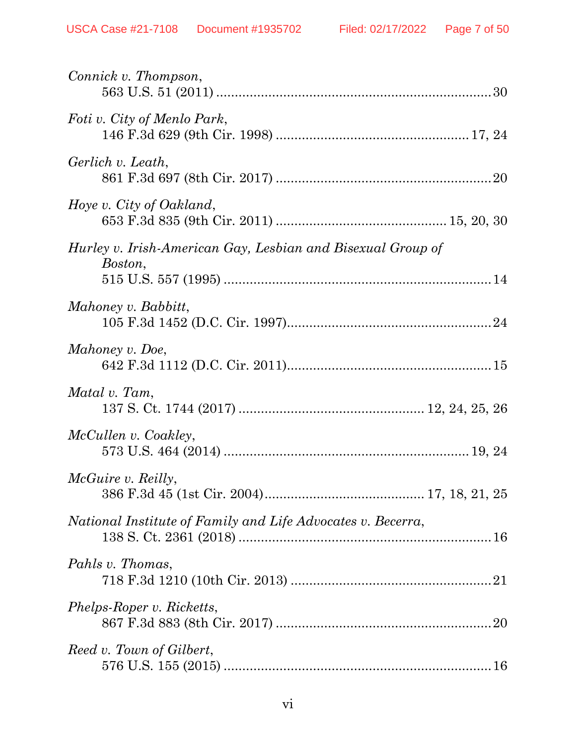*Connick v. Thompson*,
563 U.S. 51 (2011) ........................................................................ 30

*Foti v. City of Menlo Park*,
146 F.3d 629 (9th Cir. 1998) .................................................... 17, 24

*Gerlich v. Leath*,
861 F.3d 697 (8th Cir. 2017) ......................................................... 20

*Hoye v. City of Oakland*,
653 F.3d 835 (9th Cir. 2011) ............................................. 15, 20, 30

*Hurley v. Irish-American Gay, Lesbian and Bisexual Group of Boston*,
515 U.S. 557 (1995) ....................................................................... 14

*Mahoney v. Babbitt*,
105 F.3d 1452 (D.C. Cir. 1997)...................................................... 24

*Mahoney v. Doe*,
642 F.3d 1112 (D.C. Cir. 2011)...................................................... 15

*Matal v. Tam*,
137 S. Ct. 1744 (2017) .................................................. 12, 24, 25, 26

*McCullen v. Coakley*,
573 U.S. 464 (2014) ................................................................. 19, 24

*McGuire v. Reilly*,
386 F.3d 45 (1st Cir. 2004)........................................... 17, 18, 21, 25

*National Institute of Family and Life Advocates v. Becerra*,
138 S. Ct. 2361 (2018) ................................................................... 16

*Pahls v. Thomas*,
718 F.3d 1210 (10th Cir. 2013) ...................................................... 21

*Phelps-Roper v. Ricketts*,
867 F.3d 883 (8th Cir. 2017) .......................................................... 20

*Reed v. Town of Gilbert*,
576 U.S. 155 (2015) ....................................................................... 16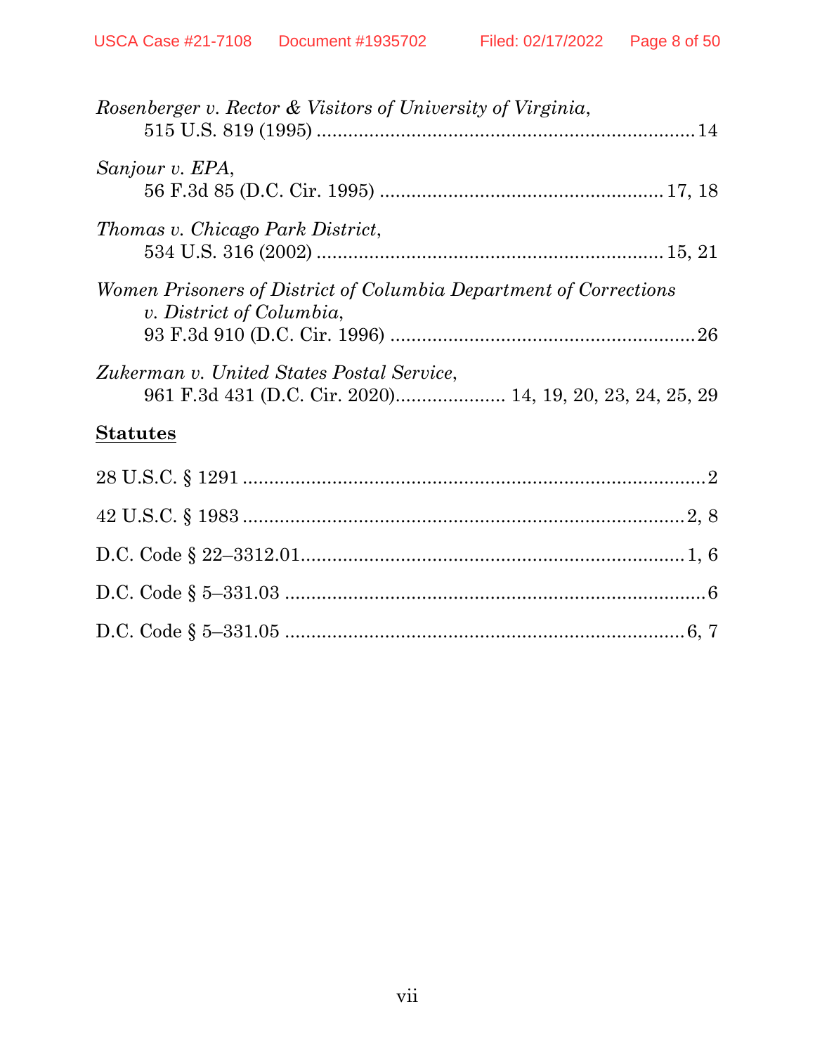*Rosenberger v. Rector & Visitors of University of Virginia*,
515 U.S. 819 (1995) ........................................................................ 14

*Sanjour v. EPA*,
56 F.3d 85 (D.C. Cir. 1995) ...................................................... 17, 18

*Thomas v. Chicago Park District*,
534 U.S. 316 (2002) ................................................................. 15, 21

*Women Prisoners of District of Columbia Department of Corrections v. District of Columbia*,
93 F.3d 910 (D.C. Cir. 1996) .......................................................... 26

*Zukerman v. United States Postal Service*,
961 F.3d 431 (D.C. Cir. 2020)..................... 14, 19, 20, 23, 24, 25, 29

**Statutes**

28 U.S.C. § 1291 ............................................................................................2

42 U.S.C. § 1983 ......................................................................................2, 8

D.C. Code § 22–3312.01...........................................................................1, 6

D.C. Code § 5–331.03 ..................................................................................6

D.C. Code § 5–331.05 ..............................................................................6, 7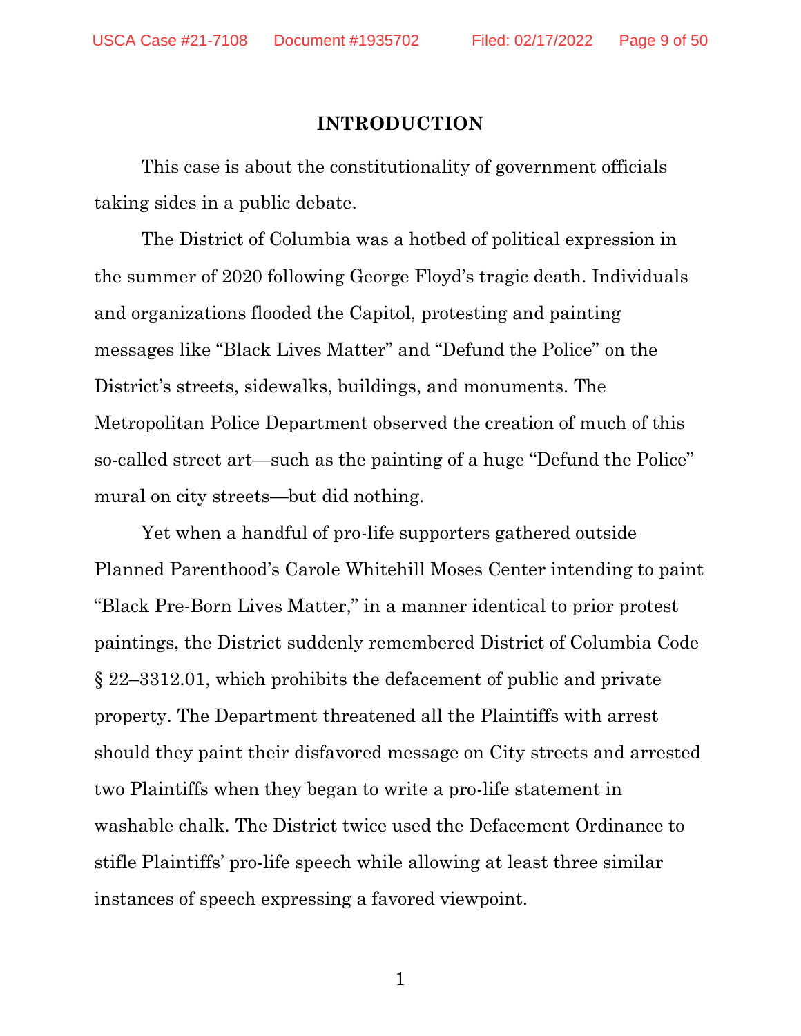# INTRODUCTION

This case is about the constitutionality of government officials taking sides in a public debate.

The District of Columbia was a hotbed of political expression in the summer of 2020 following George Floyd's tragic death. Individuals and organizations flooded the Capitol, protesting and painting messages like "Black Lives Matter" and "Defund the Police" on the District's streets, sidewalks, buildings, and monuments. The Metropolitan Police Department observed the creation of much of this so-called street art—such as the painting of a huge "Defund the Police" mural on city streets—but did nothing.

Yet when a handful of pro-life supporters gathered outside Planned Parenthood's Carole Whitehill Moses Center intending to paint "Black Pre-Born Lives Matter," in a manner identical to prior protest paintings, the District suddenly remembered District of Columbia Code § 22–3312.01, which prohibits the defacement of public and private property. The Department threatened all the Plaintiffs with arrest should they paint their disfavored message on City streets and arrested two Plaintiffs when they began to write a pro-life statement in washable chalk. The District twice used the Defacement Ordinance to stifle Plaintiffs' pro-life speech while allowing at least three similar instances of speech expressing a favored viewpoint.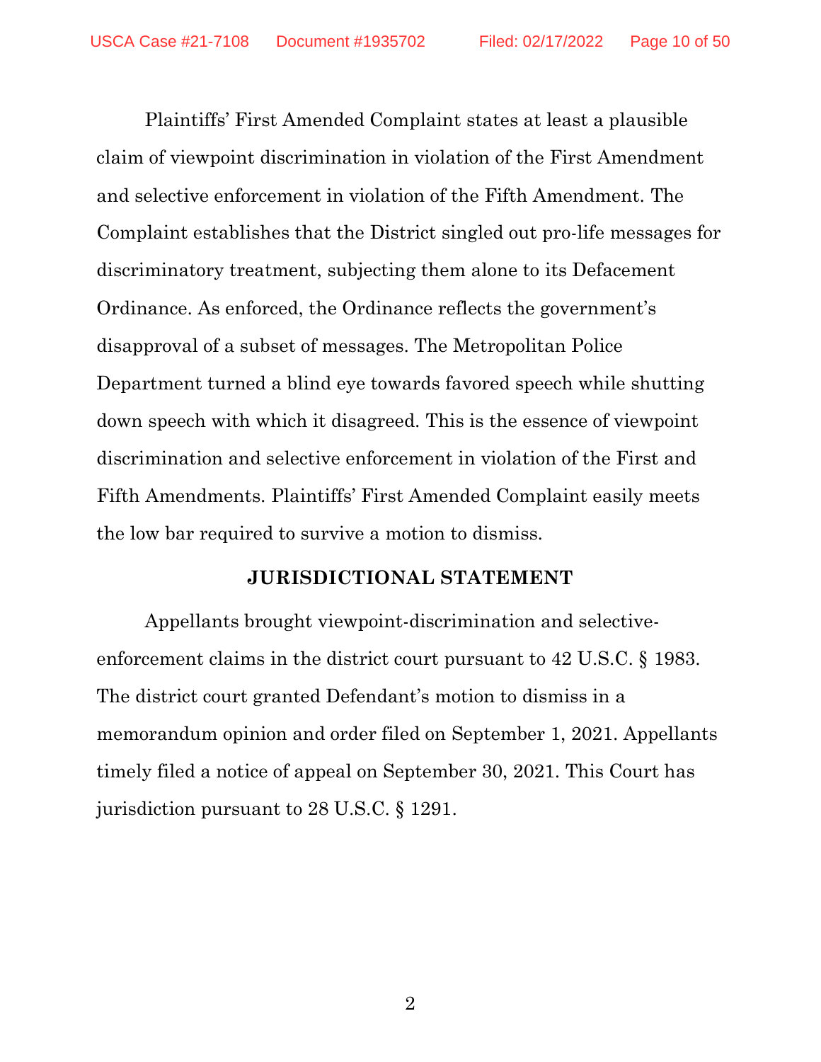Plaintiffs' First Amended Complaint states at least a plausible claim of viewpoint discrimination in violation of the First Amendment and selective enforcement in violation of the Fifth Amendment. The Complaint establishes that the District singled out pro-life messages for discriminatory treatment, subjecting them alone to its Defacement Ordinance. As enforced, the Ordinance reflects the government's disapproval of a subset of messages. The Metropolitan Police Department turned a blind eye towards favored speech while shutting down speech with which it disagreed. This is the essence of viewpoint discrimination and selective enforcement in violation of the First and Fifth Amendments. Plaintiffs' First Amended Complaint easily meets the low bar required to survive a motion to dismiss.

## JURISDICTIONAL STATEMENT

Appellants brought viewpoint-discrimination and selective-enforcement claims in the district court pursuant to 42 U.S.C. § 1983. The district court granted Defendant's motion to dismiss in a memorandum opinion and order filed on September 1, 2021. Appellants timely filed a notice of appeal on September 30, 2021. This Court has jurisdiction pursuant to 28 U.S.C. § 1291.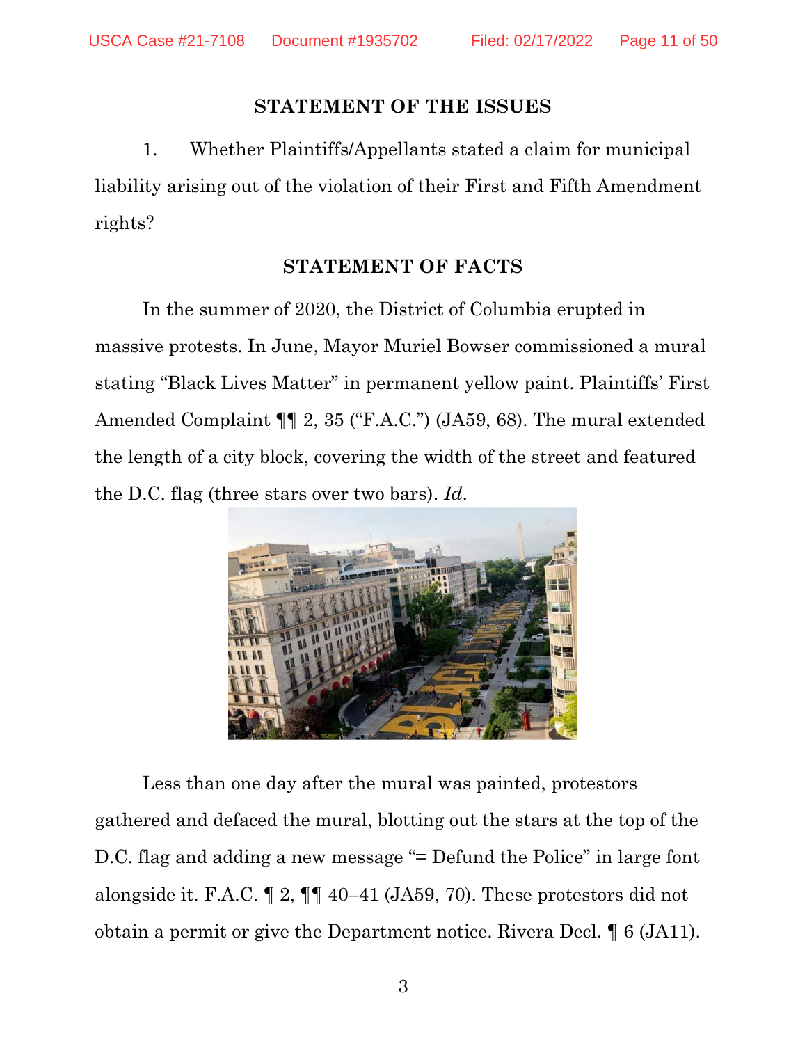## STATEMENT OF THE ISSUES

1. Whether Plaintiffs/Appellants stated a claim for municipal liability arising out of the violation of their First and Fifth Amendment rights?

## STATEMENT OF FACTS

In the summer of 2020, the District of Columbia erupted in massive protests. In June, Mayor Muriel Bowser commissioned a mural stating "Black Lives Matter" in permanent yellow paint. Plaintiffs' First Amended Complaint ¶¶ 2, 35 ("F.A.C.") (JA59, 68). The mural extended the length of a city block, covering the width of the street and featured the D.C. flag (three stars over two bars). *Id*.

Less than one day after the mural was painted, protestors gathered and defaced the mural, blotting out the stars at the top of the D.C. flag and adding a new message "= Defund the Police" in large font alongside it. F.A.C. ¶ 2, ¶¶ 40–41 (JA59, 70). These protestors did not obtain a permit or give the Department notice. Rivera Decl. ¶ 6 (JA11).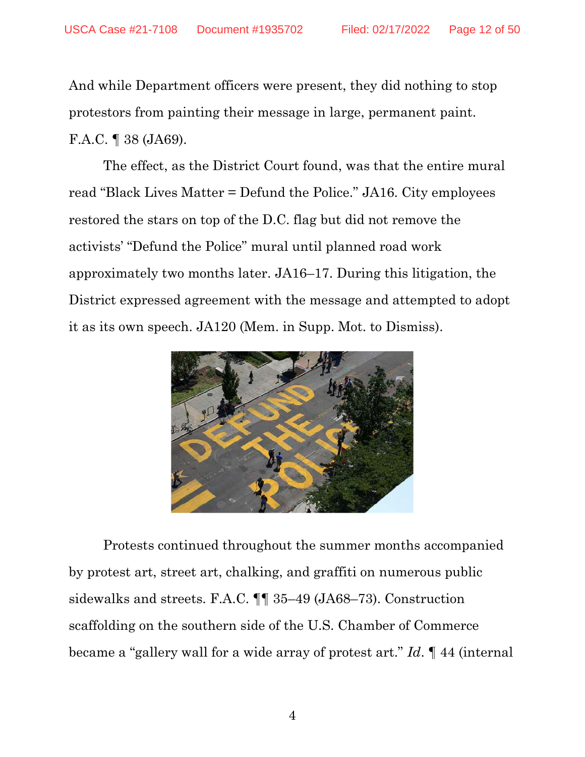And while Department officers were present, they did nothing to stop protestors from painting their message in large, permanent paint. F.A.C. ¶ 38 (JA69).

The effect, as the District Court found, was that the entire mural read "Black Lives Matter = Defund the Police." JA16. City employees restored the stars on top of the D.C. flag but did not remove the activists' "Defund the Police" mural until planned road work approximately two months later. JA16–17. During this litigation, the District expressed agreement with the message and attempted to adopt it as its own speech. JA120 (Mem. in Supp. Mot. to Dismiss).

Protests continued throughout the summer months accompanied by protest art, street art, chalking, and graffiti on numerous public sidewalks and streets. F.A.C. ¶¶ 35–49 (JA68–73). Construction scaffolding on the southern side of the U.S. Chamber of Commerce became a "gallery wall for a wide array of protest art." *Id.* ¶ 44 (internal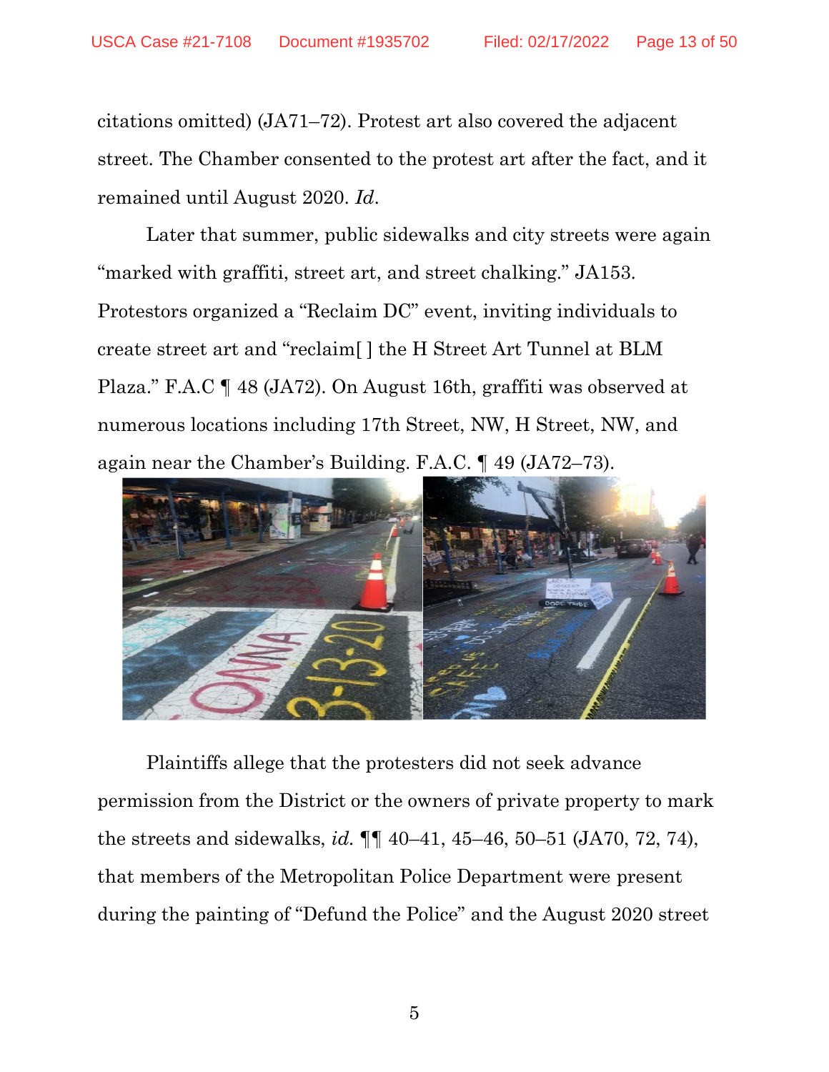citations omitted) (JA71–72). Protest art also covered the adjacent street. The Chamber consented to the protest art after the fact, and it remained until August 2020. *Id.*

Later that summer, public sidewalks and city streets were again "marked with graffiti, street art, and street chalking." JA153. Protestors organized a "Reclaim DC" event, inviting individuals to create street art and "reclaim[ ] the H Street Art Tunnel at BLM Plaza." F.A.C ¶ 48 (JA72). On August 16th, graffiti was observed at numerous locations including 17th Street, NW, H Street, NW, and again near the Chamber's Building. F.A.C. ¶ 49 (JA72–73).

Plaintiffs allege that the protesters did not seek advance permission from the District or the owners of private property to mark the streets and sidewalks, *id.* ¶¶ 40–41, 45–46, 50–51 (JA70, 72, 74), that members of the Metropolitan Police Department were present during the painting of "Defund the Police" and the August 2020 street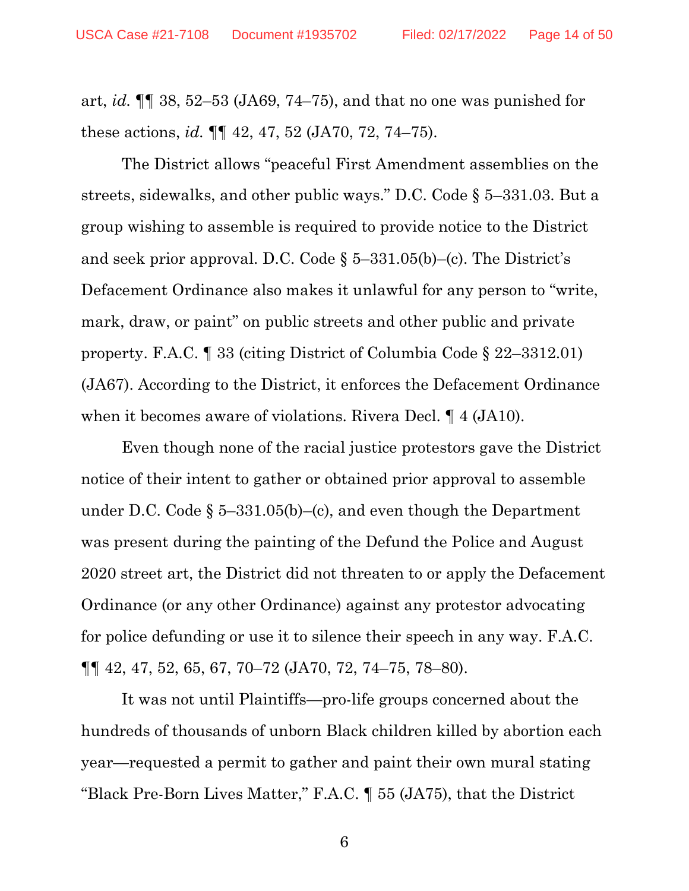art, *id.* ¶¶ 38, 52–53 (JA69, 74–75), and that no one was punished for these actions, *id.* ¶¶ 42, 47, 52 (JA70, 72, 74–75).

The District allows "peaceful First Amendment assemblies on the streets, sidewalks, and other public ways." D.C. Code § 5–331.03. But a group wishing to assemble is required to provide notice to the District and seek prior approval. D.C. Code § 5–331.05(b)–(c). The District's Defacement Ordinance also makes it unlawful for any person to "write, mark, draw, or paint" on public streets and other public and private property. F.A.C. ¶ 33 (citing District of Columbia Code § 22–3312.01) (JA67). According to the District, it enforces the Defacement Ordinance when it becomes aware of violations. Rivera Decl. ¶ 4 (JA10).

Even though none of the racial justice protestors gave the District notice of their intent to gather or obtained prior approval to assemble under D.C. Code § 5–331.05(b)–(c), and even though the Department was present during the painting of the Defund the Police and August 2020 street art, the District did not threaten to or apply the Defacement Ordinance (or any other Ordinance) against any protestor advocating for police defunding or use it to silence their speech in any way. F.A.C. ¶¶ 42, 47, 52, 65, 67, 70–72 (JA70, 72, 74–75, 78–80).

It was not until Plaintiffs—pro-life groups concerned about the hundreds of thousands of unborn Black children killed by abortion each year—requested a permit to gather and paint their own mural stating "Black Pre-Born Lives Matter," F.A.C. ¶ 55 (JA75), that the District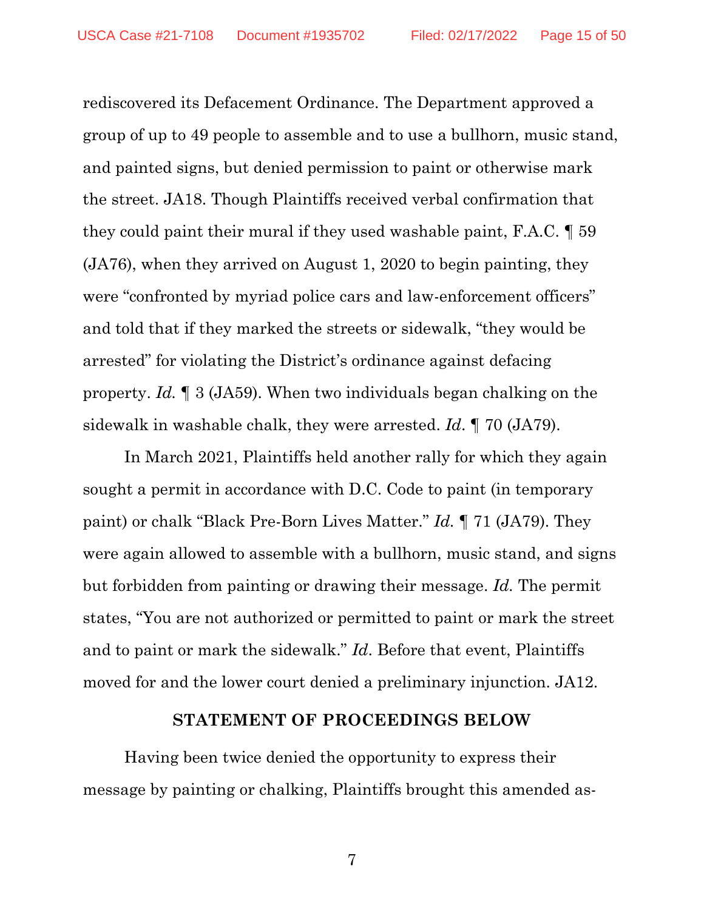rediscovered its Defacement Ordinance. The Department approved a group of up to 49 people to assemble and to use a bullhorn, music stand, and painted signs, but denied permission to paint or otherwise mark the street. JA18. Though Plaintiffs received verbal confirmation that they could paint their mural if they used washable paint, F.A.C. ¶ 59 (JA76), when they arrived on August 1, 2020 to begin painting, they were "confronted by myriad police cars and law-enforcement officers" and told that if they marked the streets or sidewalk, "they would be arrested" for violating the District's ordinance against defacing property. *Id.* ¶ 3 (JA59). When two individuals began chalking on the sidewalk in washable chalk, they were arrested. *Id*. ¶ 70 (JA79).

In March 2021, Plaintiffs held another rally for which they again sought a permit in accordance with D.C. Code to paint (in temporary paint) or chalk "Black Pre-Born Lives Matter." *Id.* ¶ 71 (JA79). They were again allowed to assemble with a bullhorn, music stand, and signs but forbidden from painting or drawing their message. *Id.* The permit states, "You are not authorized or permitted to paint or mark the street and to paint or mark the sidewalk." *Id*. Before that event, Plaintiffs moved for and the lower court denied a preliminary injunction. JA12.

## STATEMENT OF PROCEEDINGS BELOW

Having been twice denied the opportunity to express their message by painting or chalking, Plaintiffs brought this amended as-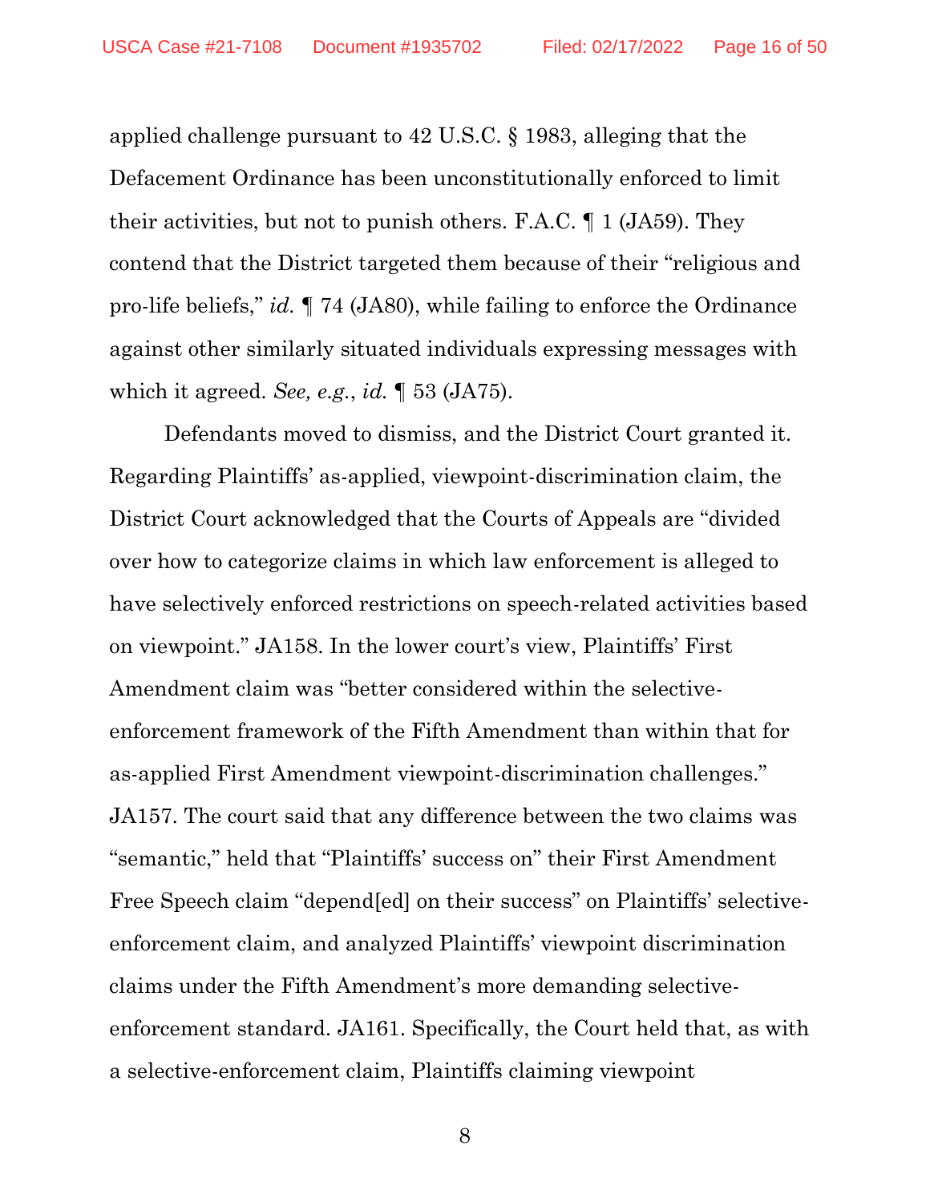applied challenge pursuant to 42 U.S.C. § 1983, alleging that the Defacement Ordinance has been unconstitutionally enforced to limit their activities, but not to punish others. F.A.C. ¶ 1 (JA59). They contend that the District targeted them because of their "religious and pro-life beliefs," *id.* ¶ 74 (JA80), while failing to enforce the Ordinance against other similarly situated individuals expressing messages with which it agreed. *See, e.g.*, *id.* ¶ 53 (JA75).

Defendants moved to dismiss, and the District Court granted it. Regarding Plaintiffs' as-applied, viewpoint-discrimination claim, the District Court acknowledged that the Courts of Appeals are "divided over how to categorize claims in which law enforcement is alleged to have selectively enforced restrictions on speech-related activities based on viewpoint." JA158. In the lower court's view, Plaintiffs' First Amendment claim was "better considered within the selective-enforcement framework of the Fifth Amendment than within that for as-applied First Amendment viewpoint-discrimination challenges." JA157. The court said that any difference between the two claims was "semantic," held that "Plaintiffs' success on" their First Amendment Free Speech claim "depend[ed] on their success" on Plaintiffs' selective-enforcement claim, and analyzed Plaintiffs' viewpoint discrimination claims under the Fifth Amendment's more demanding selective-enforcement standard. JA161. Specifically, the Court held that, as with a selective-enforcement claim, Plaintiffs claiming viewpoint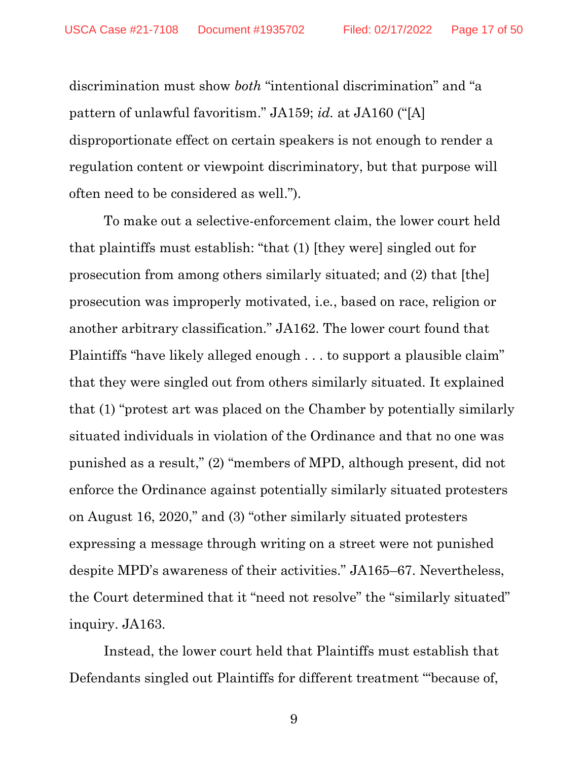discrimination must show *both* "intentional discrimination" and "a pattern of unlawful favoritism." JA159; *id.* at JA160 ("[A] disproportionate effect on certain speakers is not enough to render a regulation content or viewpoint discriminatory, but that purpose will often need to be considered as well.").

To make out a selective-enforcement claim, the lower court held that plaintiffs must establish: "that (1) [they were] singled out for prosecution from among others similarly situated; and (2) that [the] prosecution was improperly motivated, i.e., based on race, religion or another arbitrary classification." JA162. The lower court found that Plaintiffs "have likely alleged enough . . . to support a plausible claim" that they were singled out from others similarly situated. It explained that (1) "protest art was placed on the Chamber by potentially similarly situated individuals in violation of the Ordinance and that no one was punished as a result," (2) "members of MPD, although present, did not enforce the Ordinance against potentially similarly situated protesters on August 16, 2020," and (3) "other similarly situated protesters expressing a message through writing on a street were not punished despite MPD's awareness of their activities." JA165–67. Nevertheless, the Court determined that it "need not resolve" the "similarly situated" inquiry. JA163.

Instead, the lower court held that Plaintiffs must establish that Defendants singled out Plaintiffs for different treatment "'because of,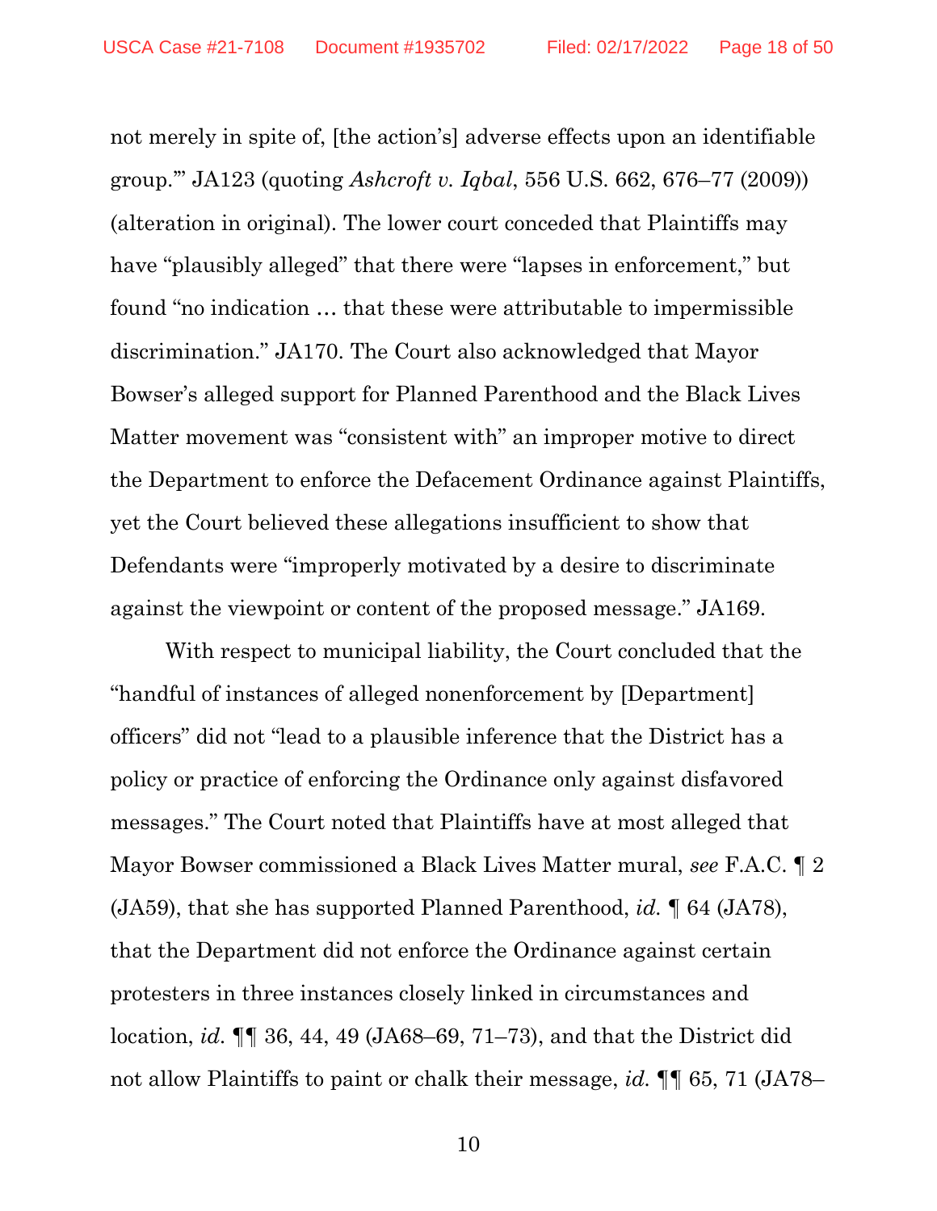not merely in spite of, [the action's] adverse effects upon an identifiable group.'" JA123 (quoting *Ashcroft v. Iqbal*, 556 U.S. 662, 676–77 (2009)) (alteration in original). The lower court conceded that Plaintiffs may have "plausibly alleged" that there were "lapses in enforcement," but found "no indication … that these were attributable to impermissible discrimination." JA170. The Court also acknowledged that Mayor Bowser's alleged support for Planned Parenthood and the Black Lives Matter movement was "consistent with" an improper motive to direct the Department to enforce the Defacement Ordinance against Plaintiffs, yet the Court believed these allegations insufficient to show that Defendants were "improperly motivated by a desire to discriminate against the viewpoint or content of the proposed message." JA169.

With respect to municipal liability, the Court concluded that the "handful of instances of alleged nonenforcement by [Department] officers" did not "lead to a plausible inference that the District has a policy or practice of enforcing the Ordinance only against disfavored messages." The Court noted that Plaintiffs have at most alleged that Mayor Bowser commissioned a Black Lives Matter mural, *see* F.A.C. ¶ 2 (JA59), that she has supported Planned Parenthood, *id.* ¶ 64 (JA78), that the Department did not enforce the Ordinance against certain protesters in three instances closely linked in circumstances and location, *id.* ¶¶ 36, 44, 49 (JA68–69, 71–73), and that the District did not allow Plaintiffs to paint or chalk their message, *id.* ¶¶ 65, 71 (JA78–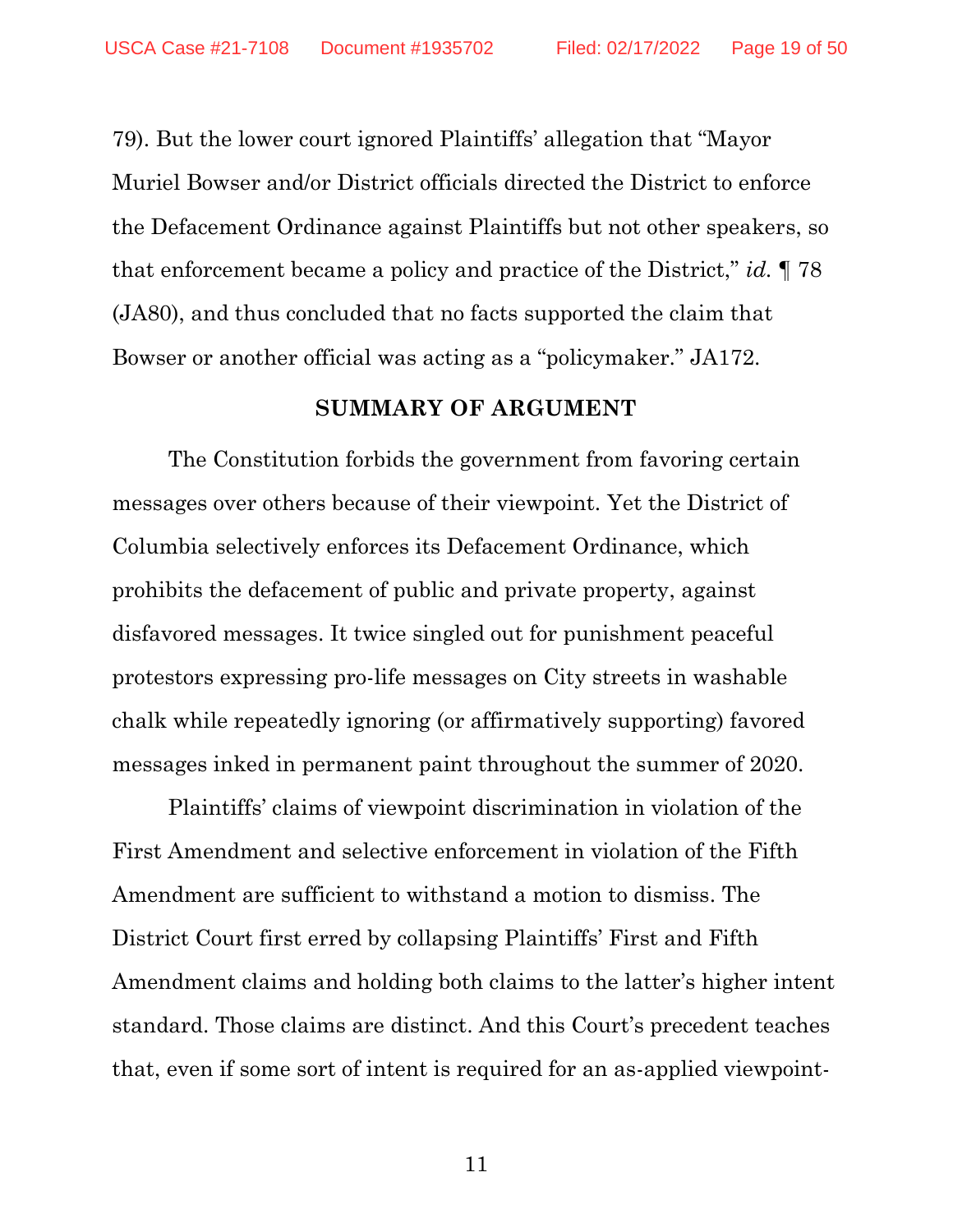79). But the lower court ignored Plaintiffs' allegation that "Mayor Muriel Bowser and/or District officials directed the District to enforce the Defacement Ordinance against Plaintiffs but not other speakers, so that enforcement became a policy and practice of the District," *id.* ¶ 78 (JA80), and thus concluded that no facts supported the claim that Bowser or another official was acting as a "policymaker." JA172.

## SUMMARY OF ARGUMENT

The Constitution forbids the government from favoring certain messages over others because of their viewpoint. Yet the District of Columbia selectively enforces its Defacement Ordinance, which prohibits the defacement of public and private property, against disfavored messages. It twice singled out for punishment peaceful protestors expressing pro-life messages on City streets in washable chalk while repeatedly ignoring (or affirmatively supporting) favored messages inked in permanent paint throughout the summer of 2020.

Plaintiffs' claims of viewpoint discrimination in violation of the First Amendment and selective enforcement in violation of the Fifth Amendment are sufficient to withstand a motion to dismiss. The District Court first erred by collapsing Plaintiffs' First and Fifth Amendment claims and holding both claims to the latter's higher intent standard. Those claims are distinct. And this Court's precedent teaches that, even if some sort of intent is required for an as-applied viewpoint-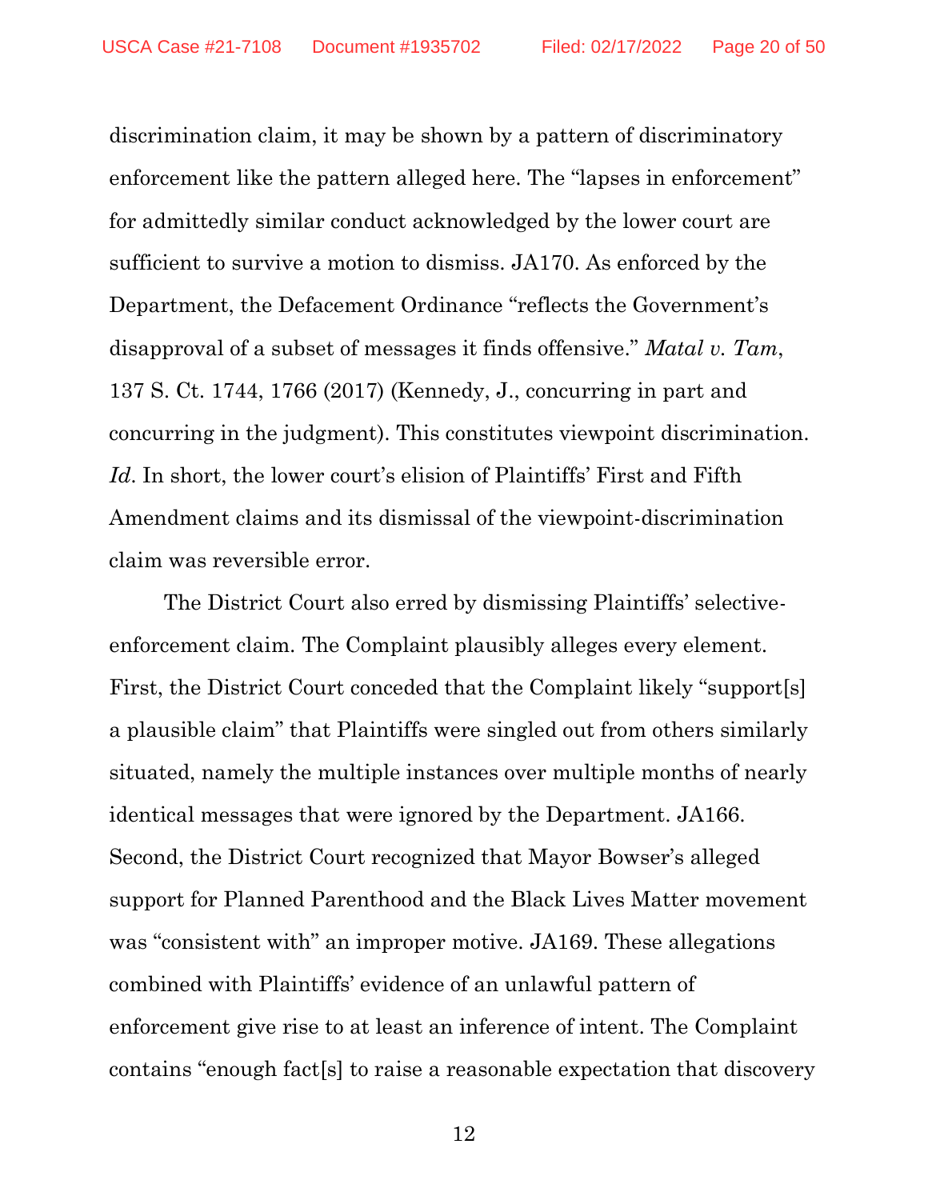discrimination claim, it may be shown by a pattern of discriminatory enforcement like the pattern alleged here. The "lapses in enforcement" for admittedly similar conduct acknowledged by the lower court are sufficient to survive a motion to dismiss. JA170. As enforced by the Department, the Defacement Ordinance "reflects the Government's disapproval of a subset of messages it finds offensive." *Matal v. Tam*, 137 S. Ct. 1744, 1766 (2017) (Kennedy, J., concurring in part and concurring in the judgment). This constitutes viewpoint discrimination. *Id*. In short, the lower court's elision of Plaintiffs' First and Fifth Amendment claims and its dismissal of the viewpoint-discrimination claim was reversible error.

The District Court also erred by dismissing Plaintiffs' selective-enforcement claim. The Complaint plausibly alleges every element. First, the District Court conceded that the Complaint likely "support[s] a plausible claim" that Plaintiffs were singled out from others similarly situated, namely the multiple instances over multiple months of nearly identical messages that were ignored by the Department. JA166. Second, the District Court recognized that Mayor Bowser's alleged support for Planned Parenthood and the Black Lives Matter movement was "consistent with" an improper motive. JA169. These allegations combined with Plaintiffs' evidence of an unlawful pattern of enforcement give rise to at least an inference of intent. The Complaint contains "enough fact[s] to raise a reasonable expectation that discovery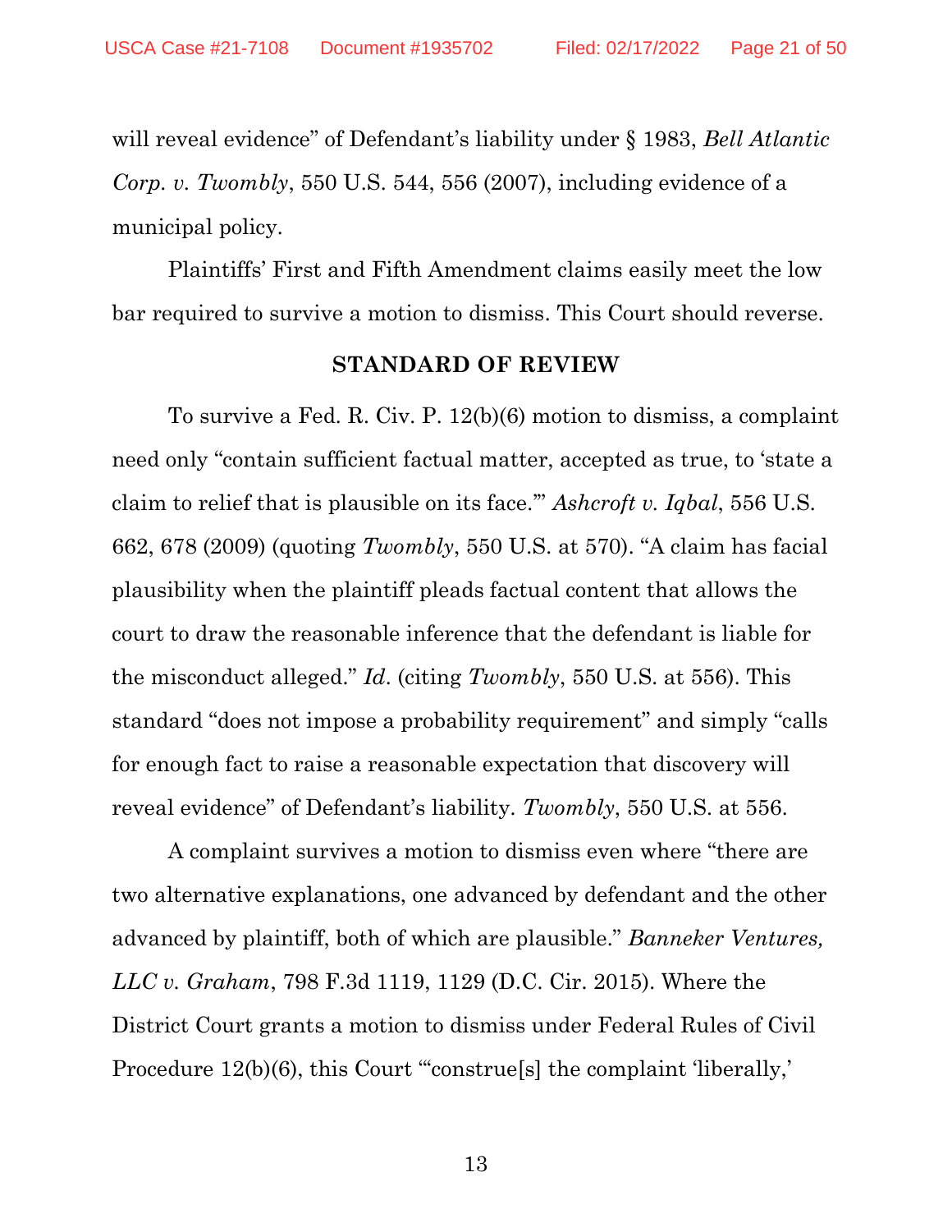will reveal evidence" of Defendant's liability under § 1983, *Bell Atlantic Corp. v. Twombly*, 550 U.S. 544, 556 (2007), including evidence of a municipal policy.

Plaintiffs' First and Fifth Amendment claims easily meet the low bar required to survive a motion to dismiss. This Court should reverse.

## STANDARD OF REVIEW

To survive a Fed. R. Civ. P. 12(b)(6) motion to dismiss, a complaint need only "contain sufficient factual matter, accepted as true, to 'state a claim to relief that is plausible on its face.'" *Ashcroft v. Iqbal*, 556 U.S. 662, 678 (2009) (quoting *Twombly*, 550 U.S. at 570). "A claim has facial plausibility when the plaintiff pleads factual content that allows the court to draw the reasonable inference that the defendant is liable for the misconduct alleged." *Id*. (citing *Twombly*, 550 U.S. at 556). This standard "does not impose a probability requirement" and simply "calls for enough fact to raise a reasonable expectation that discovery will reveal evidence" of Defendant's liability. *Twombly*, 550 U.S. at 556.

A complaint survives a motion to dismiss even where "there are two alternative explanations, one advanced by defendant and the other advanced by plaintiff, both of which are plausible." *Banneker Ventures, LLC v. Graham*, 798 F.3d 1119, 1129 (D.C. Cir. 2015). Where the District Court grants a motion to dismiss under Federal Rules of Civil Procedure 12(b)(6), this Court "'construe[s] the complaint 'liberally,'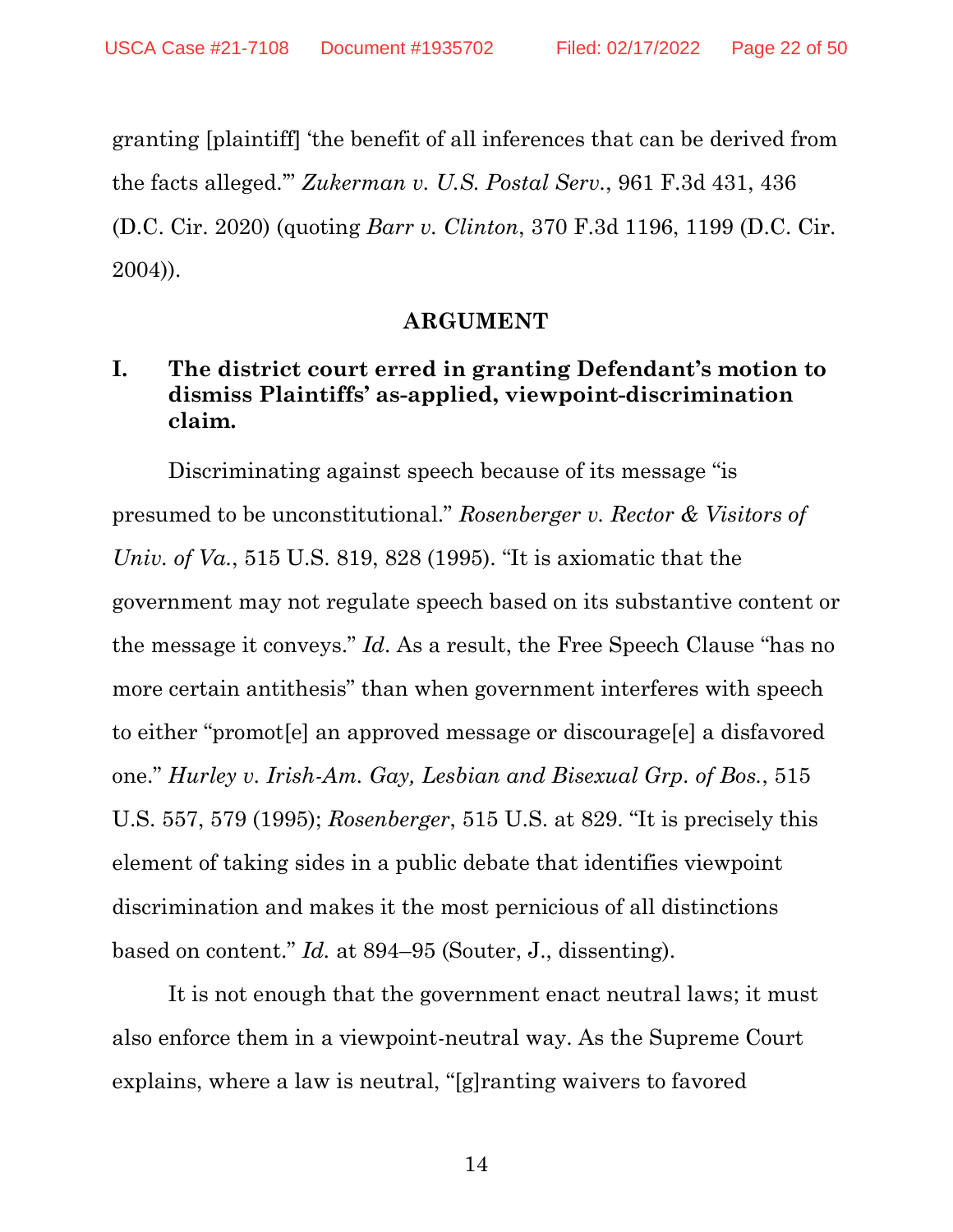granting [plaintiff] 'the benefit of all inferences that can be derived from the facts alleged.'" *Zukerman v. U.S. Postal Serv.*, 961 F.3d 431, 436 (D.C. Cir. 2020) (quoting *Barr v. Clinton*, 370 F.3d 1196, 1199 (D.C. Cir. 2004)).

## ARGUMENT

### I. The district court erred in granting Defendant's motion to dismiss Plaintiffs' as-applied, viewpoint-discrimination claim.

Discriminating against speech because of its message "is presumed to be unconstitutional." *Rosenberger v. Rector & Visitors of Univ. of Va.*, 515 U.S. 819, 828 (1995). "It is axiomatic that the government may not regulate speech based on its substantive content or the message it conveys." *Id.* As a result, the Free Speech Clause "has no more certain antithesis" than when government interferes with speech to either "promot[e] an approved message or discourage[e] a disfavored one." *Hurley v. Irish-Am. Gay, Lesbian and Bisexual Grp. of Bos.*, 515 U.S. 557, 579 (1995); *Rosenberger*, 515 U.S. at 829. "It is precisely this element of taking sides in a public debate that identifies viewpoint discrimination and makes it the most pernicious of all distinctions based on content." *Id.* at 894–95 (Souter, J., dissenting).

It is not enough that the government enact neutral laws; it must also enforce them in a viewpoint-neutral way. As the Supreme Court explains, where a law is neutral, "[g]ranting waivers to favored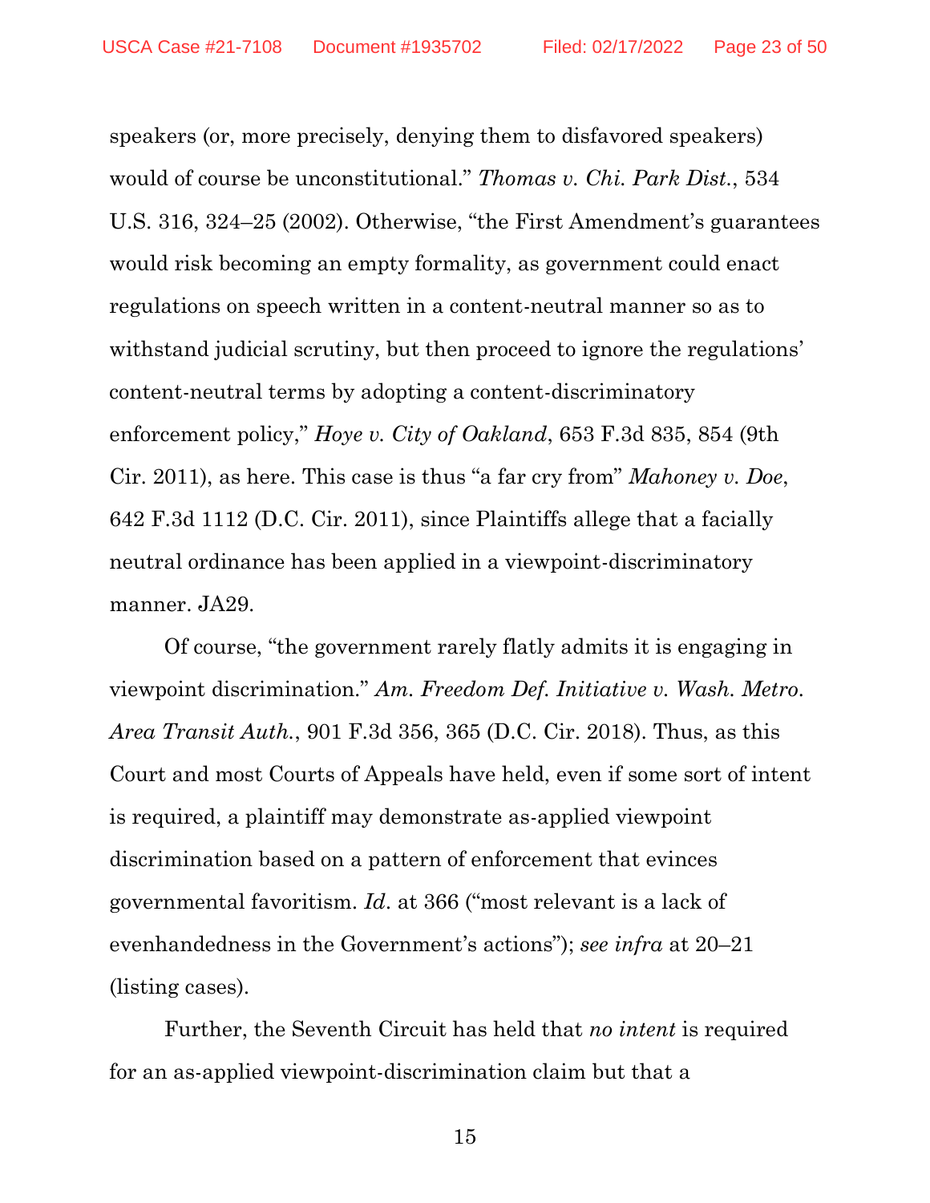speakers (or, more precisely, denying them to disfavored speakers) would of course be unconstitutional." *Thomas v. Chi. Park Dist.*, 534 U.S. 316, 324–25 (2002). Otherwise, "the First Amendment's guarantees would risk becoming an empty formality, as government could enact regulations on speech written in a content-neutral manner so as to withstand judicial scrutiny, but then proceed to ignore the regulations' content-neutral terms by adopting a content-discriminatory enforcement policy," *Hoye v. City of Oakland*, 653 F.3d 835, 854 (9th Cir. 2011), as here. This case is thus "a far cry from" *Mahoney v. Doe*, 642 F.3d 1112 (D.C. Cir. 2011), since Plaintiffs allege that a facially neutral ordinance has been applied in a viewpoint-discriminatory manner. JA29.

Of course, "the government rarely flatly admits it is engaging in viewpoint discrimination." *Am. Freedom Def. Initiative v. Wash. Metro. Area Transit Auth.*, 901 F.3d 356, 365 (D.C. Cir. 2018). Thus, as this Court and most Courts of Appeals have held, even if some sort of intent is required, a plaintiff may demonstrate as-applied viewpoint discrimination based on a pattern of enforcement that evinces governmental favoritism. *Id.* at 366 ("most relevant is a lack of evenhandedness in the Government's actions"); *see infra* at 20–21 (listing cases).

Further, the Seventh Circuit has held that *no intent* is required for an as-applied viewpoint-discrimination claim but that a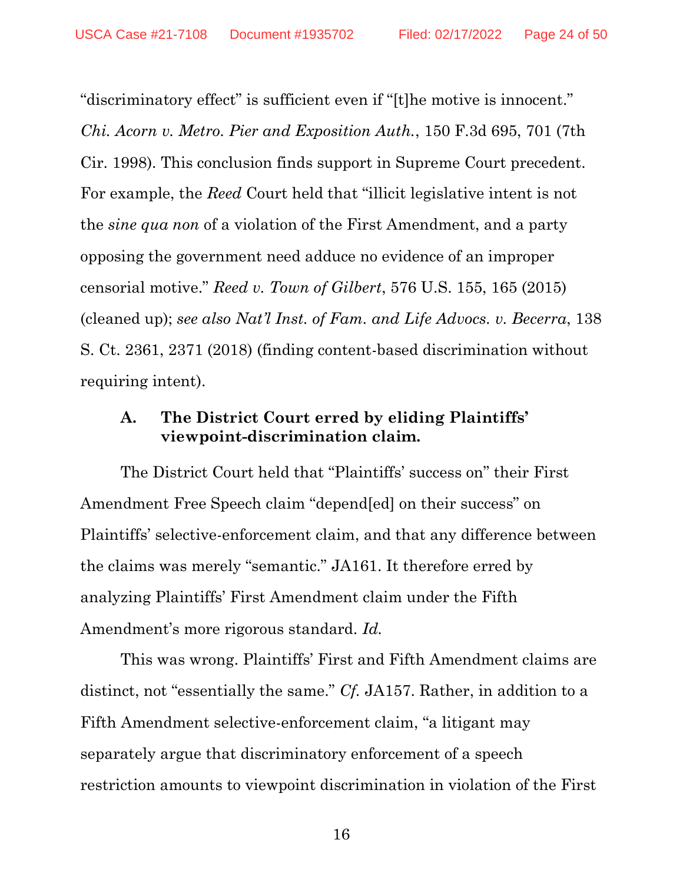"discriminatory effect" is sufficient even if "[t]he motive is innocent." *Chi. Acorn v. Metro. Pier and Exposition Auth.*, 150 F.3d 695, 701 (7th Cir. 1998). This conclusion finds support in Supreme Court precedent. For example, the *Reed* Court held that "illicit legislative intent is not the *sine qua non* of a violation of the First Amendment, and a party opposing the government need adduce no evidence of an improper censorial motive." *Reed v. Town of Gilbert*, 576 U.S. 155, 165 (2015) (cleaned up); *see also Nat'l Inst. of Fam. and Life Advocs. v. Becerra*, 138 S. Ct. 2361, 2371 (2018) (finding content-based discrimination without requiring intent).

### A. The District Court erred by eliding Plaintiffs' viewpoint-discrimination claim.

The District Court held that "Plaintiffs' success on" their First Amendment Free Speech claim "depend[ed] on their success" on Plaintiffs' selective-enforcement claim, and that any difference between the claims was merely "semantic." JA161. It therefore erred by analyzing Plaintiffs' First Amendment claim under the Fifth Amendment's more rigorous standard. *Id.*

This was wrong. Plaintiffs' First and Fifth Amendment claims are distinct, not "essentially the same." *Cf.* JA157. Rather, in addition to a Fifth Amendment selective-enforcement claim, "a litigant may separately argue that discriminatory enforcement of a speech restriction amounts to viewpoint discrimination in violation of the First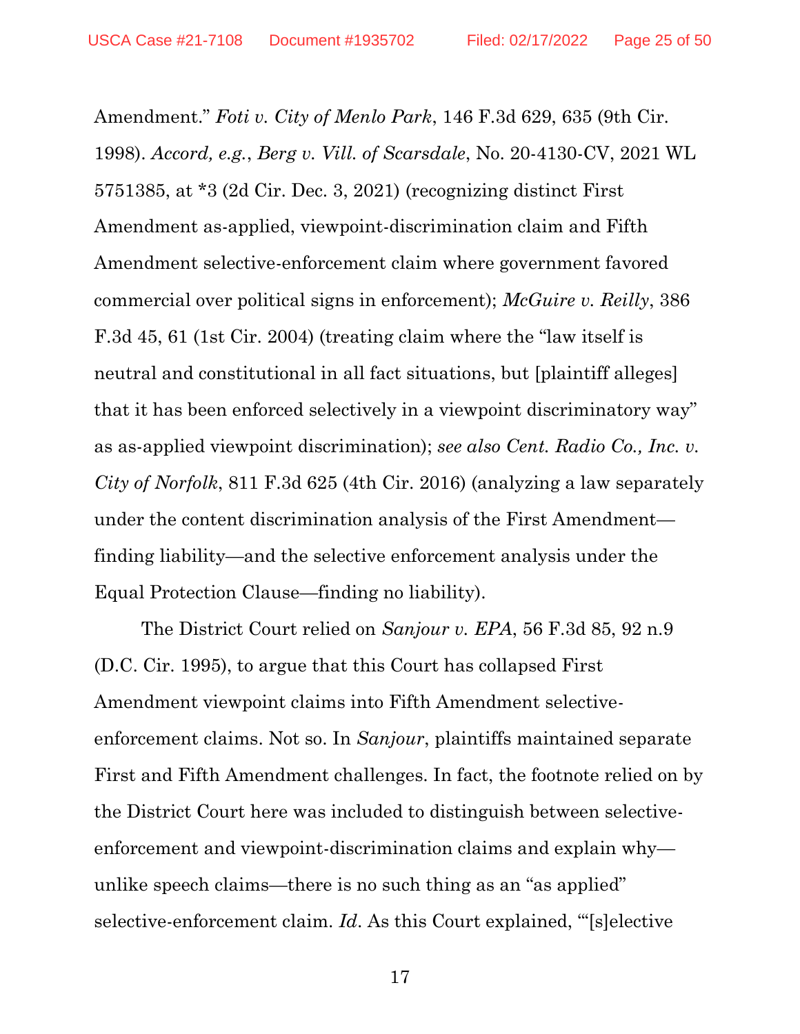Amendment." *Foti v. City of Menlo Park*, 146 F.3d 629, 635 (9th Cir. 1998). *Accord, e.g.*, *Berg v. Vill. of Scarsdale*, No. 20-4130-CV, 2021 WL 5751385, at *3 (2d Cir. Dec. 3, 2021) (recognizing distinct First Amendment as-applied, viewpoint-discrimination claim and Fifth Amendment selective-enforcement claim where government favored commercial over political signs in enforcement); *McGuire v. Reilly*, 386 F.3d 45, 61 (1st Cir. 2004) (treating claim where the "law itself is neutral and constitutional in all fact situations, but [plaintiff alleges] that it has been enforced selectively in a viewpoint discriminatory way" as as-applied viewpoint discrimination); *see also Cent. Radio Co., Inc. v. City of Norfolk*, 811 F.3d 625 (4th Cir. 2016) (analyzing a law separately under the content discrimination analysis of the First Amendment—finding liability—and the selective enforcement analysis under the Equal Protection Clause—finding no liability).

The District Court relied on *Sanjour v. EPA*, 56 F.3d 85, 92 n.9 (D.C. Cir. 1995), to argue that this Court has collapsed First Amendment viewpoint claims into Fifth Amendment selective-enforcement claims. Not so. In *Sanjour*, plaintiffs maintained separate First and Fifth Amendment challenges. In fact, the footnote relied on by the District Court here was included to distinguish between selective-enforcement and viewpoint-discrimination claims and explain why—unlike speech claims—there is no such thing as an "as applied" selective-enforcement claim. *Id*. As this Court explained, "'[s]elective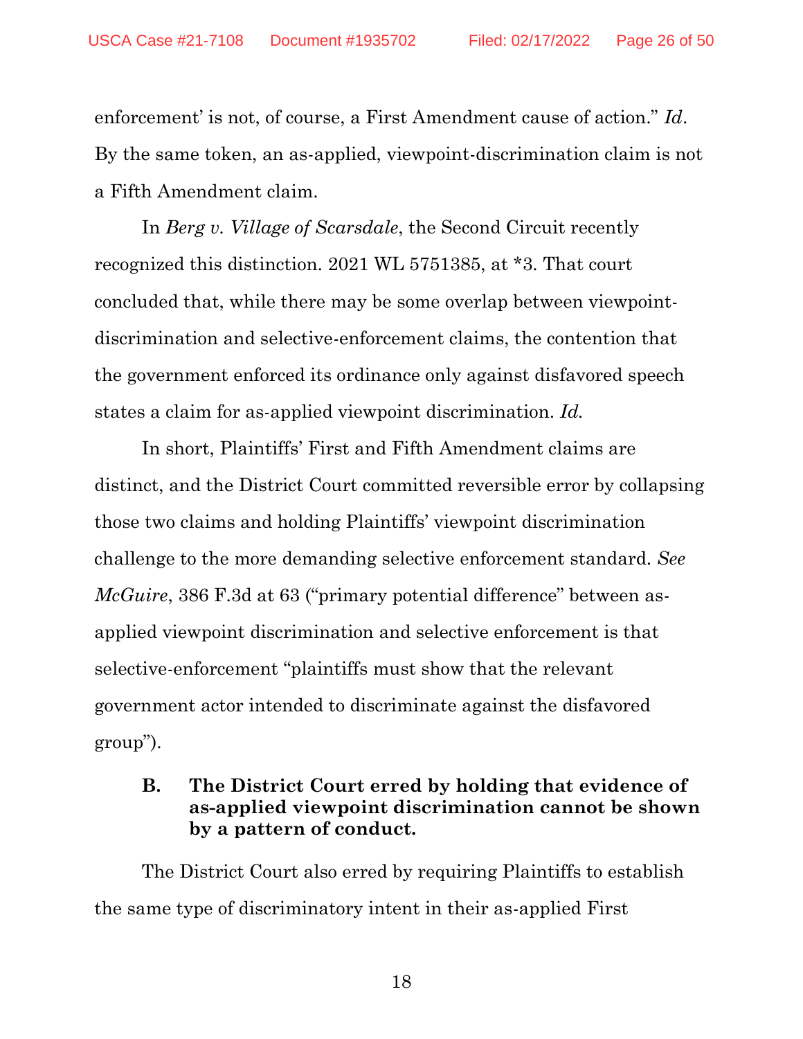enforcement' is not, of course, a First Amendment cause of action." *Id*. By the same token, an as-applied, viewpoint-discrimination claim is not a Fifth Amendment claim.

In *Berg v. Village of Scarsdale*, the Second Circuit recently recognized this distinction. 2021 WL 5751385, at *3. That court concluded that, while there may be some overlap between viewpoint-discrimination and selective-enforcement claims, the contention that the government enforced its ordinance only against disfavored speech states a claim for as-applied viewpoint discrimination. *Id.*

In short, Plaintiffs' First and Fifth Amendment claims are distinct, and the District Court committed reversible error by collapsing those two claims and holding Plaintiffs' viewpoint discrimination challenge to the more demanding selective enforcement standard. *See McGuire*, 386 F.3d at 63 ("primary potential difference" between as-applied viewpoint discrimination and selective enforcement is that selective-enforcement "plaintiffs must show that the relevant government actor intended to discriminate against the disfavored group").

### B. The District Court erred by holding that evidence of as-applied viewpoint discrimination cannot be shown by a pattern of conduct.

The District Court also erred by requiring Plaintiffs to establish the same type of discriminatory intent in their as-applied First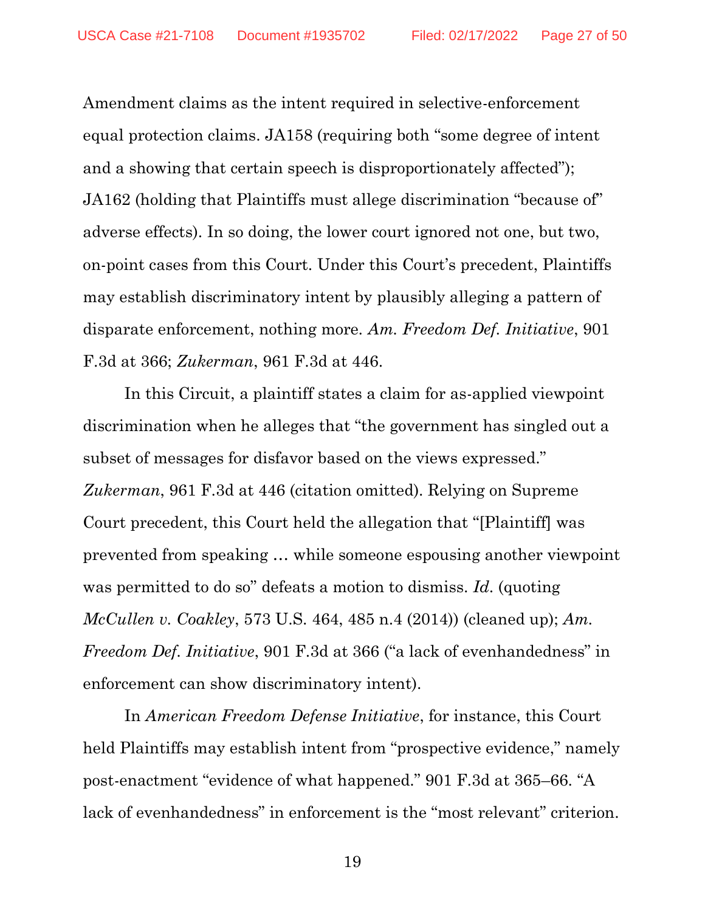Amendment claims as the intent required in selective-enforcement equal protection claims. JA158 (requiring both "some degree of intent and a showing that certain speech is disproportionately affected"); JA162 (holding that Plaintiffs must allege discrimination "because of" adverse effects). In so doing, the lower court ignored not one, but two, on-point cases from this Court. Under this Court's precedent, Plaintiffs may establish discriminatory intent by plausibly alleging a pattern of disparate enforcement, nothing more. *Am. Freedom Def. Initiative*, 901 F.3d at 366; *Zukerman*, 961 F.3d at 446.

In this Circuit, a plaintiff states a claim for as-applied viewpoint discrimination when he alleges that "the government has singled out a subset of messages for disfavor based on the views expressed." *Zukerman*, 961 F.3d at 446 (citation omitted). Relying on Supreme Court precedent, this Court held the allegation that "[Plaintiff] was prevented from speaking … while someone espousing another viewpoint was permitted to do so" defeats a motion to dismiss. *Id.* (quoting *McCullen v. Coakley*, 573 U.S. 464, 485 n.4 (2014)) (cleaned up); *Am. Freedom Def. Initiative*, 901 F.3d at 366 ("a lack of evenhandedness" in enforcement can show discriminatory intent).

In *American Freedom Defense Initiative*, for instance, this Court held Plaintiffs may establish intent from "prospective evidence," namely post-enactment "evidence of what happened." 901 F.3d at 365–66. "A lack of evenhandedness" in enforcement is the "most relevant" criterion.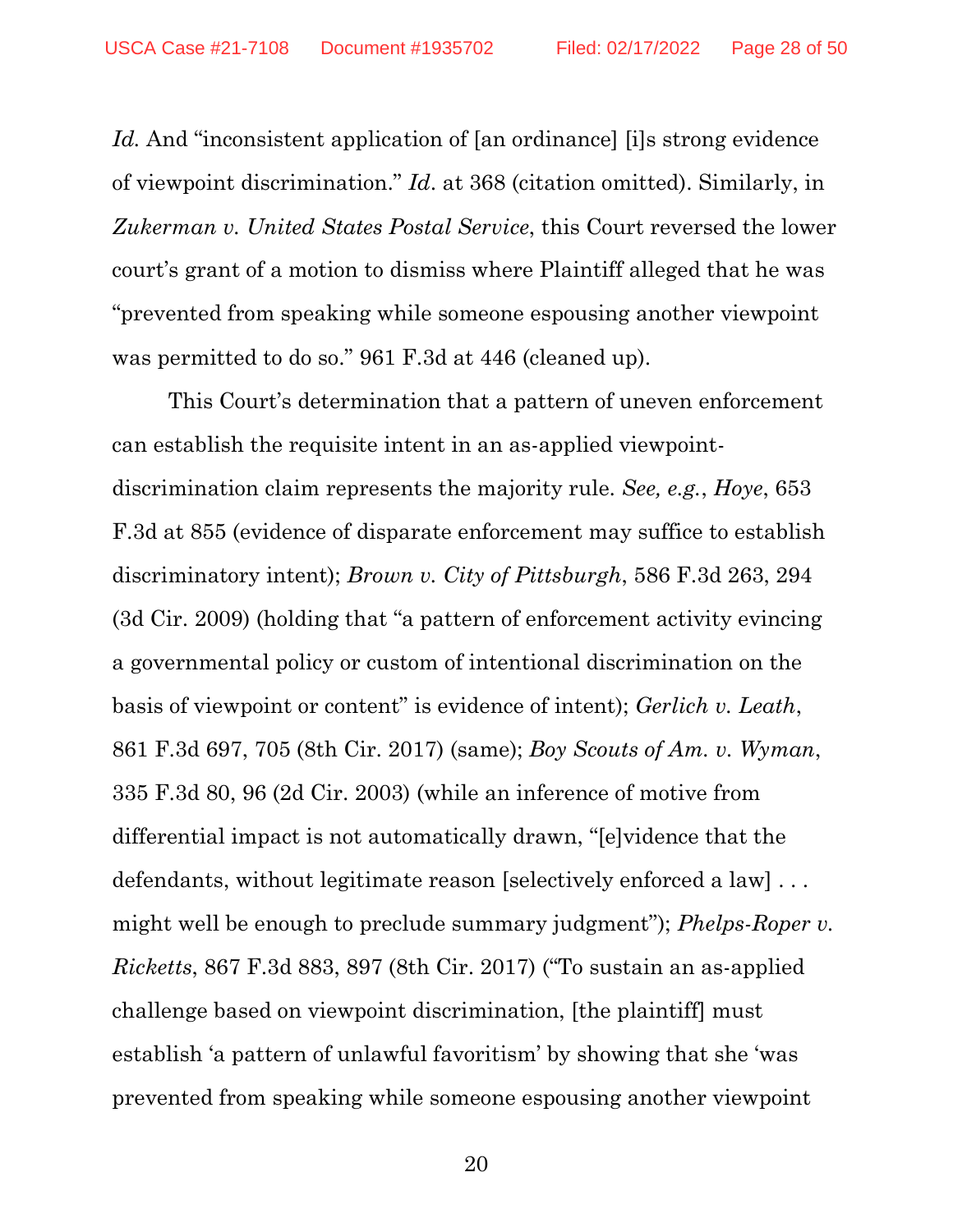*Id.* And "inconsistent application of [an ordinance] [i]s strong evidence of viewpoint discrimination." *Id*. at 368 (citation omitted). Similarly, in *Zukerman v. United States Postal Service*, this Court reversed the lower court's grant of a motion to dismiss where Plaintiff alleged that he was "prevented from speaking while someone espousing another viewpoint was permitted to do so." 961 F.3d at 446 (cleaned up).

This Court's determination that a pattern of uneven enforcement can establish the requisite intent in an as-applied viewpoint-discrimination claim represents the majority rule. *See, e.g.*, *Hoye*, 653 F.3d at 855 (evidence of disparate enforcement may suffice to establish discriminatory intent); *Brown v. City of Pittsburgh*, 586 F.3d 263, 294 (3d Cir. 2009) (holding that "a pattern of enforcement activity evincing a governmental policy or custom of intentional discrimination on the basis of viewpoint or content" is evidence of intent); *Gerlich v. Leath*, 861 F.3d 697, 705 (8th Cir. 2017) (same); *Boy Scouts of Am. v. Wyman*, 335 F.3d 80, 96 (2d Cir. 2003) (while an inference of motive from differential impact is not automatically drawn, "[e]vidence that the defendants, without legitimate reason [selectively enforced a law] . . . might well be enough to preclude summary judgment"); *Phelps-Roper v. Ricketts*, 867 F.3d 883, 897 (8th Cir. 2017) ("To sustain an as-applied challenge based on viewpoint discrimination, [the plaintiff] must establish 'a pattern of unlawful favoritism' by showing that she 'was prevented from speaking while someone espousing another viewpoint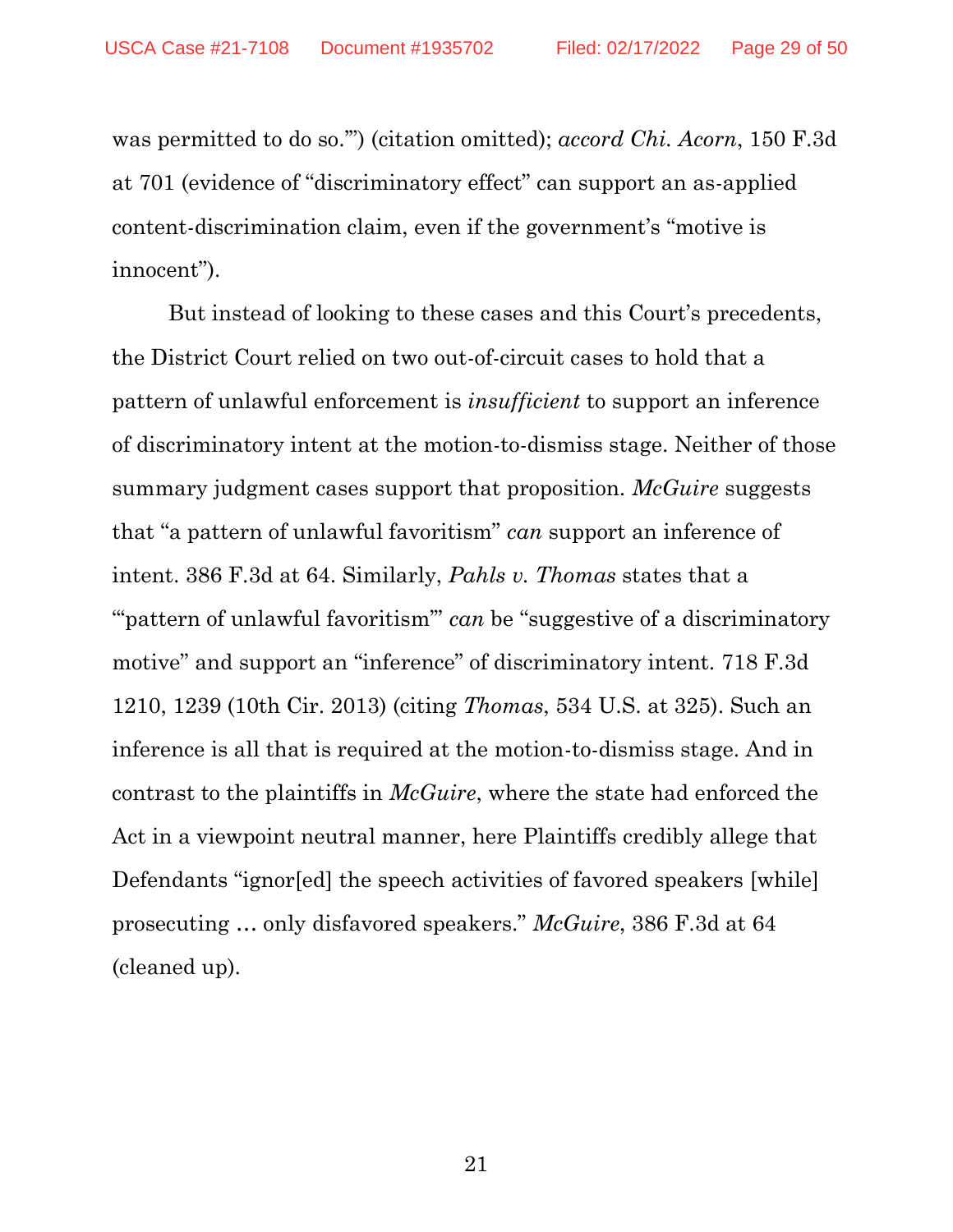was permitted to do so.'") (citation omitted); *accord Chi. Acorn*, 150 F.3d at 701 (evidence of "discriminatory effect" can support an as-applied content-discrimination claim, even if the government's "motive is innocent").

But instead of looking to these cases and this Court's precedents, the District Court relied on two out-of-circuit cases to hold that a pattern of unlawful enforcement is *insufficient* to support an inference of discriminatory intent at the motion-to-dismiss stage. Neither of those summary judgment cases support that proposition. *McGuire* suggests that "a pattern of unlawful favoritism" *can* support an inference of intent. 386 F.3d at 64. Similarly, *Pahls v. Thomas* states that a "'pattern of unlawful favoritism'" *can* be "suggestive of a discriminatory motive" and support an "inference" of discriminatory intent. 718 F.3d 1210, 1239 (10th Cir. 2013) (citing *Thomas*, 534 U.S. at 325). Such an inference is all that is required at the motion-to-dismiss stage. And in contrast to the plaintiffs in *McGuire*, where the state had enforced the Act in a viewpoint neutral manner, here Plaintiffs credibly allege that Defendants "ignor[ed] the speech activities of favored speakers [while] prosecuting … only disfavored speakers." *McGuire*, 386 F.3d at 64 (cleaned up).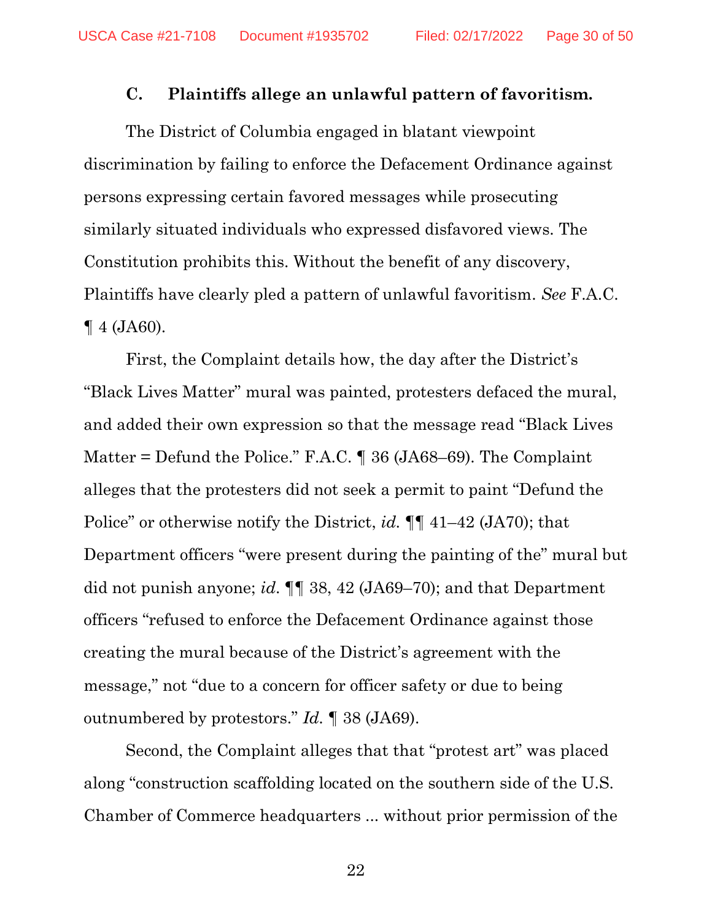### C. Plaintiffs allege an unlawful pattern of favoritism.

The District of Columbia engaged in blatant viewpoint discrimination by failing to enforce the Defacement Ordinance against persons expressing certain favored messages while prosecuting similarly situated individuals who expressed disfavored views. The Constitution prohibits this. Without the benefit of any discovery, Plaintiffs have clearly pled a pattern of unlawful favoritism. *See* F.A.C. ¶ 4 (JA60).

First, the Complaint details how, the day after the District's "Black Lives Matter" mural was painted, protesters defaced the mural, and added their own expression so that the message read "Black Lives Matter = Defund the Police." F.A.C. ¶ 36 (JA68–69). The Complaint alleges that the protesters did not seek a permit to paint "Defund the Police" or otherwise notify the District, *id.* ¶¶ 41–42 (JA70); that Department officers "were present during the painting of the" mural but did not punish anyone; *id.* ¶¶ 38, 42 (JA69–70); and that Department officers "refused to enforce the Defacement Ordinance against those creating the mural because of the District's agreement with the message," not "due to a concern for officer safety or due to being outnumbered by protestors." *Id.* ¶ 38 (JA69).

Second, the Complaint alleges that that "protest art" was placed along "construction scaffolding located on the southern side of the U.S. Chamber of Commerce headquarters ... without prior permission of the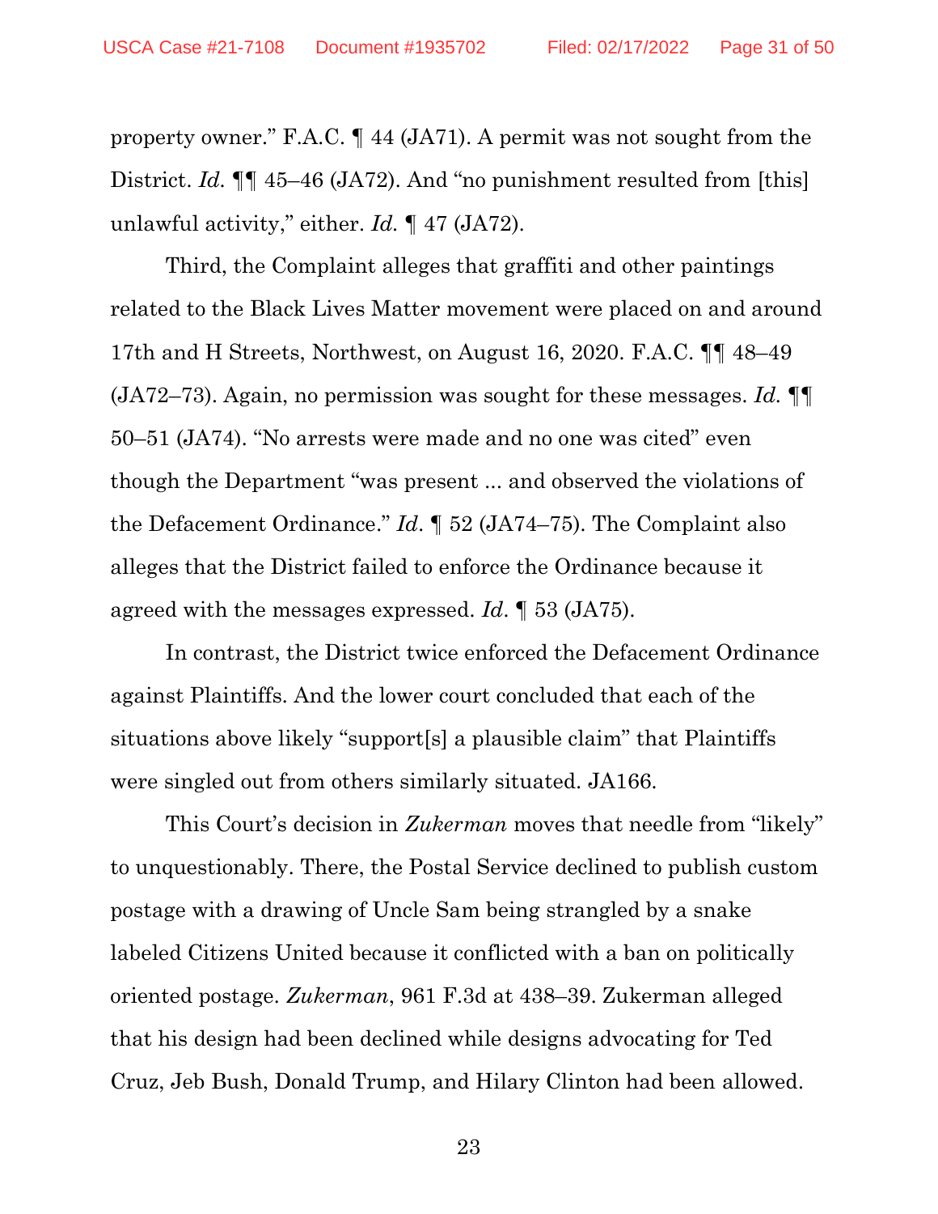property owner." F.A.C. ¶ 44 (JA71). A permit was not sought from the District. *Id.* ¶¶ 45–46 (JA72). And "no punishment resulted from [this] unlawful activity," either. *Id.* ¶ 47 (JA72).

Third, the Complaint alleges that graffiti and other paintings related to the Black Lives Matter movement were placed on and around 17th and H Streets, Northwest, on August 16, 2020. F.A.C. ¶¶ 48–49 (JA72–73). Again, no permission was sought for these messages. *Id.* ¶¶ 50–51 (JA74). "No arrests were made and no one was cited" even though the Department "was present ... and observed the violations of the Defacement Ordinance." *Id.* ¶ 52 (JA74–75). The Complaint also alleges that the District failed to enforce the Ordinance because it agreed with the messages expressed. *Id.* ¶ 53 (JA75).

In contrast, the District twice enforced the Defacement Ordinance against Plaintiffs. And the lower court concluded that each of the situations above likely "support[s] a plausible claim" that Plaintiffs were singled out from others similarly situated. JA166.

This Court's decision in *Zukerman* moves that needle from "likely" to unquestionably. There, the Postal Service declined to publish custom postage with a drawing of Uncle Sam being strangled by a snake labeled Citizens United because it conflicted with a ban on politically oriented postage. *Zukerman*, 961 F.3d at 438–39. Zukerman alleged that his design had been declined while designs advocating for Ted Cruz, Jeb Bush, Donald Trump, and Hilary Clinton had been allowed.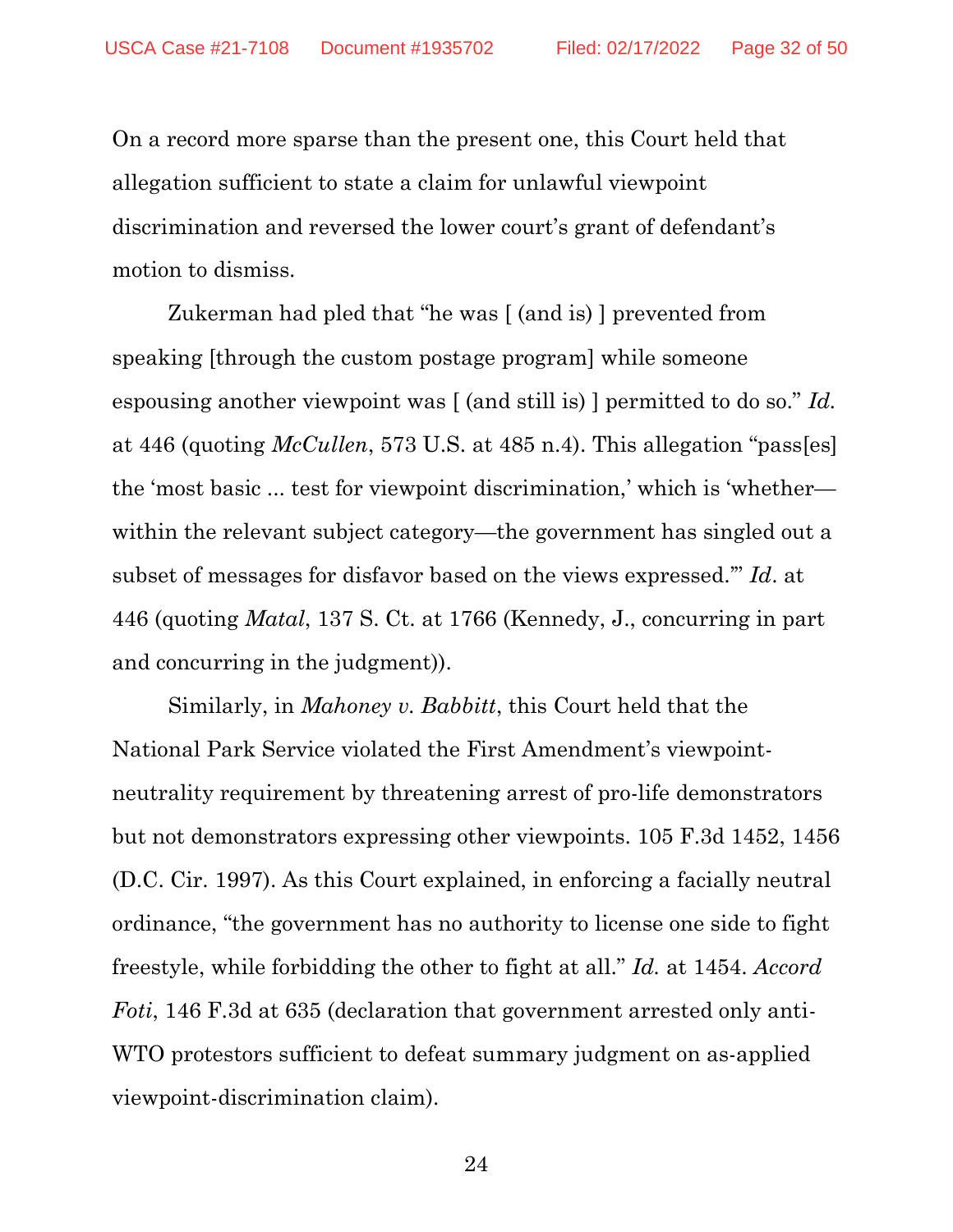On a record more sparse than the present one, this Court held that allegation sufficient to state a claim for unlawful viewpoint discrimination and reversed the lower court's grant of defendant's motion to dismiss.

Zukerman had pled that "he was [ (and is) ] prevented from speaking [through the custom postage program] while someone espousing another viewpoint was [ (and still is) ] permitted to do so." *Id.* at 446 (quoting *McCullen*, 573 U.S. at 485 n.4). This allegation "pass[es] the 'most basic ... test for viewpoint discrimination,' which is 'whether—within the relevant subject category—the government has singled out a subset of messages for disfavor based on the views expressed.'" *Id*. at 446 (quoting *Matal*, 137 S. Ct. at 1766 (Kennedy, J., concurring in part and concurring in the judgment)).

Similarly, in *Mahoney v. Babbitt*, this Court held that the National Park Service violated the First Amendment's viewpoint-neutrality requirement by threatening arrest of pro-life demonstrators but not demonstrators expressing other viewpoints. 105 F.3d 1452, 1456 (D.C. Cir. 1997). As this Court explained, in enforcing a facially neutral ordinance, "the government has no authority to license one side to fight freestyle, while forbidding the other to fight at all." *Id.* at 1454. *Accord Foti*, 146 F.3d at 635 (declaration that government arrested only anti-WTO protestors sufficient to defeat summary judgment on as-applied viewpoint-discrimination claim).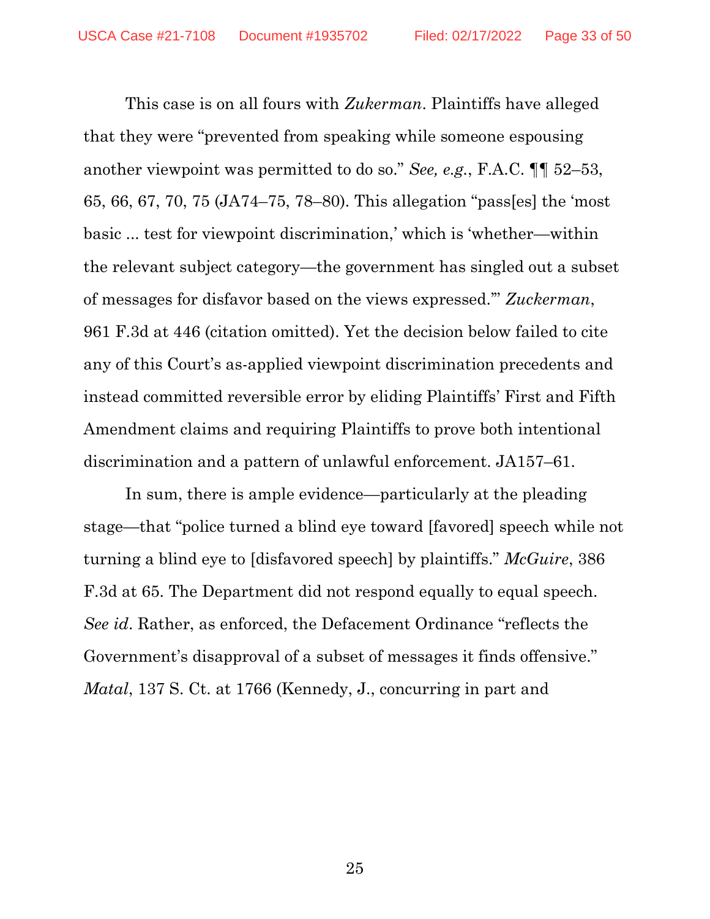This case is on all fours with *Zukerman*. Plaintiffs have alleged that they were "prevented from speaking while someone espousing another viewpoint was permitted to do so." *See, e.g.*, F.A.C. ¶¶ 52–53, 65, 66, 67, 70, 75 (JA74–75, 78–80). This allegation "pass[es] the 'most basic ... test for viewpoint discrimination,' which is 'whether—within the relevant subject category—the government has singled out a subset of messages for disfavor based on the views expressed.'" *Zuckerman*, 961 F.3d at 446 (citation omitted). Yet the decision below failed to cite any of this Court's as-applied viewpoint discrimination precedents and instead committed reversible error by eliding Plaintiffs' First and Fifth Amendment claims and requiring Plaintiffs to prove both intentional discrimination and a pattern of unlawful enforcement. JA157–61.

In sum, there is ample evidence—particularly at the pleading stage—that "police turned a blind eye toward [favored] speech while not turning a blind eye to [disfavored speech] by plaintiffs." *McGuire*, 386 F.3d at 65. The Department did not respond equally to equal speech. *See id*. Rather, as enforced, the Defacement Ordinance "reflects the Government's disapproval of a subset of messages it finds offensive." *Matal*, 137 S. Ct. at 1766 (Kennedy, J., concurring in part and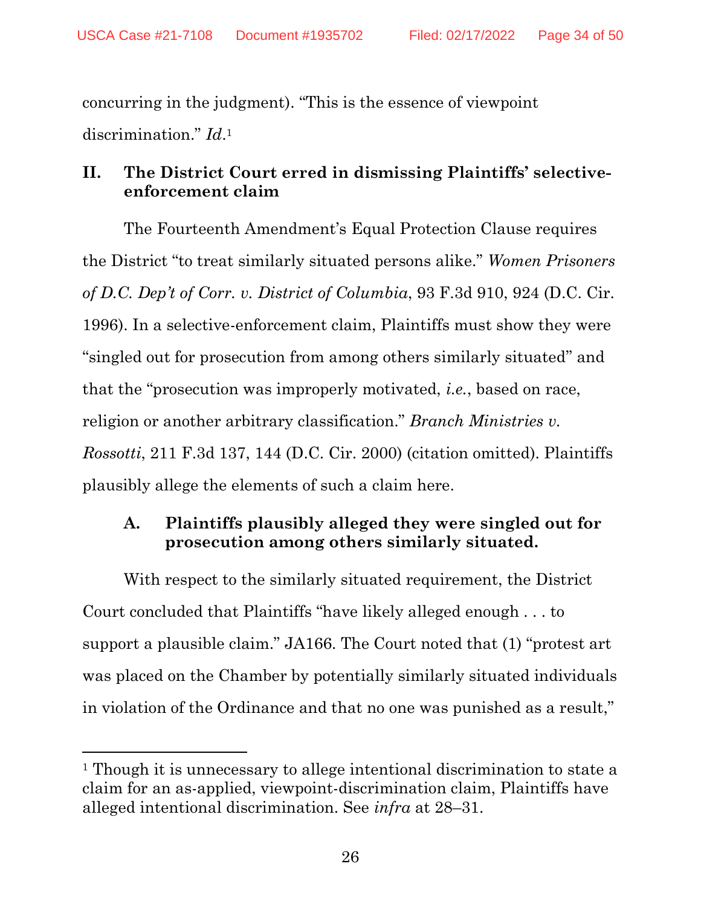concurring in the judgment). "This is the essence of viewpoint discrimination." *Id*.[1]

## II. The District Court erred in dismissing Plaintiffs' selective-enforcement claim

The Fourteenth Amendment's Equal Protection Clause requires the District "to treat similarly situated persons alike." *Women Prisoners of D.C. Dep't of Corr. v. District of Columbia*, 93 F.3d 910, 924 (D.C. Cir. 1996). In a selective-enforcement claim, Plaintiffs must show they were "singled out for prosecution from among others similarly situated" and that the "prosecution was improperly motivated, *i.e.*, based on race, religion or another arbitrary classification." *Branch Ministries v. Rossotti*, 211 F.3d 137, 144 (D.C. Cir. 2000) (citation omitted). Plaintiffs plausibly allege the elements of such a claim here.

### A. Plaintiffs plausibly alleged they were singled out for prosecution among others similarly situated.

With respect to the similarly situated requirement, the District Court concluded that Plaintiffs "have likely alleged enough . . . to support a plausible claim." JA166. The Court noted that (1) "protest art was placed on the Chamber by potentially similarly situated individuals in violation of the Ordinance and that no one was punished as a result,"

---

[1] Though it is unnecessary to allege intentional discrimination to state a claim for an as-applied, viewpoint-discrimination claim, Plaintiffs have alleged intentional discrimination. See *infra* at 28–31.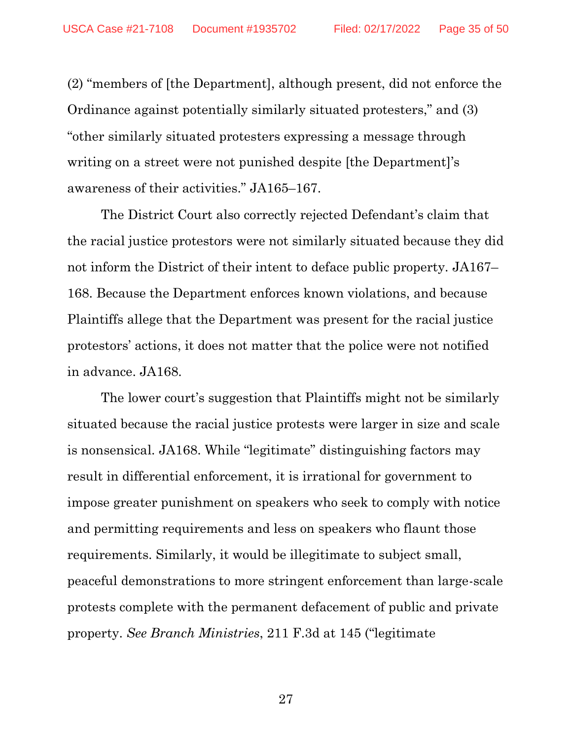(2) "members of [the Department], although present, did not enforce the Ordinance against potentially similarly situated protesters," and (3) "other similarly situated protesters expressing a message through writing on a street were not punished despite [the Department]'s awareness of their activities." JA165–167.

The District Court also correctly rejected Defendant's claim that the racial justice protestors were not similarly situated because they did not inform the District of their intent to deface public property. JA167–168. Because the Department enforces known violations, and because Plaintiffs allege that the Department was present for the racial justice protestors' actions, it does not matter that the police were not notified in advance. JA168.

The lower court's suggestion that Plaintiffs might not be similarly situated because the racial justice protests were larger in size and scale is nonsensical. JA168. While "legitimate" distinguishing factors may result in differential enforcement, it is irrational for government to impose greater punishment on speakers who seek to comply with notice and permitting requirements and less on speakers who flaunt those requirements. Similarly, it would be illegitimate to subject small, peaceful demonstrations to more stringent enforcement than large-scale protests complete with the permanent defacement of public and private property. *See Branch Ministries*, 211 F.3d at 145 ("legitimate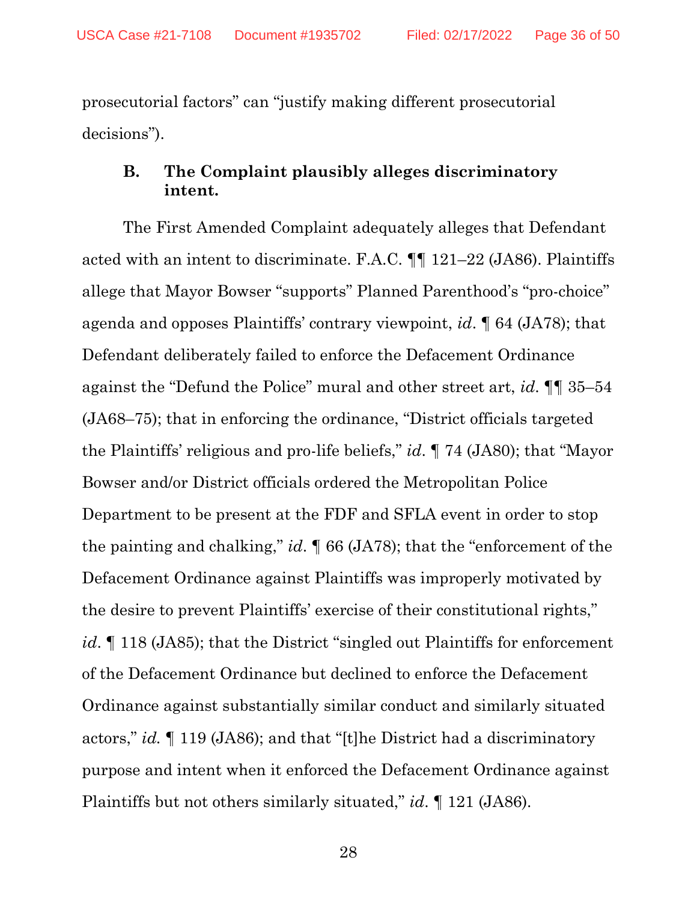prosecutorial factors" can "justify making different prosecutorial decisions").

### B. The Complaint plausibly alleges discriminatory intent.

The First Amended Complaint adequately alleges that Defendant acted with an intent to discriminate. F.A.C. ¶¶ 121–22 (JA86). Plaintiffs allege that Mayor Bowser "supports" Planned Parenthood's "pro-choice" agenda and opposes Plaintiffs' contrary viewpoint, *id*. ¶ 64 (JA78); that Defendant deliberately failed to enforce the Defacement Ordinance against the "Defund the Police" mural and other street art, *id*. ¶¶ 35–54 (JA68–75); that in enforcing the ordinance, "District officials targeted the Plaintiffs' religious and pro-life beliefs," *id*. ¶ 74 (JA80); that "Mayor Bowser and/or District officials ordered the Metropolitan Police Department to be present at the FDF and SFLA event in order to stop the painting and chalking," *id*. ¶ 66 (JA78); that the "enforcement of the Defacement Ordinance against Plaintiffs was improperly motivated by the desire to prevent Plaintiffs' exercise of their constitutional rights," *id*. ¶ 118 (JA85); that the District "singled out Plaintiffs for enforcement of the Defacement Ordinance but declined to enforce the Defacement Ordinance against substantially similar conduct and similarly situated actors," *id.* ¶ 119 (JA86); and that "[t]he District had a discriminatory purpose and intent when it enforced the Defacement Ordinance against Plaintiffs but not others similarly situated," *id.* ¶ 121 (JA86).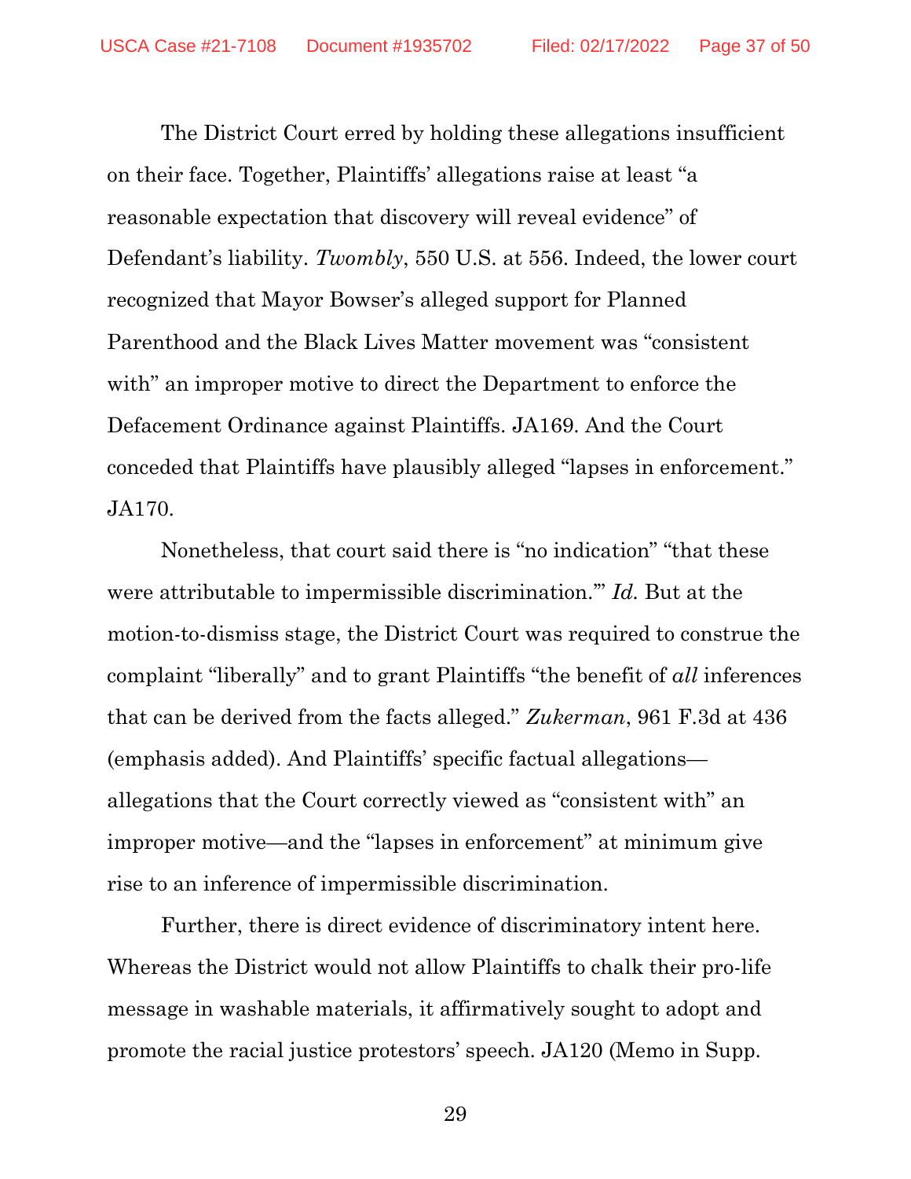The District Court erred by holding these allegations insufficient on their face. Together, Plaintiffs' allegations raise at least "a reasonable expectation that discovery will reveal evidence" of Defendant's liability. *Twombly*, 550 U.S. at 556. Indeed, the lower court recognized that Mayor Bowser's alleged support for Planned Parenthood and the Black Lives Matter movement was "consistent with" an improper motive to direct the Department to enforce the Defacement Ordinance against Plaintiffs. JA169. And the Court conceded that Plaintiffs have plausibly alleged "lapses in enforcement." JA170.

Nonetheless, that court said there is "no indication" "that these were attributable to impermissible discrimination.'" *Id.* But at the motion-to-dismiss stage, the District Court was required to construe the complaint "liberally" and to grant Plaintiffs "the benefit of *all* inferences that can be derived from the facts alleged." *Zukerman*, 961 F.3d at 436 (emphasis added). And Plaintiffs' specific factual allegations—allegations that the Court correctly viewed as "consistent with" an improper motive—and the "lapses in enforcement" at minimum give rise to an inference of impermissible discrimination.

Further, there is direct evidence of discriminatory intent here. Whereas the District would not allow Plaintiffs to chalk their pro-life message in washable materials, it affirmatively sought to adopt and promote the racial justice protestors' speech. JA120 (Memo in Supp.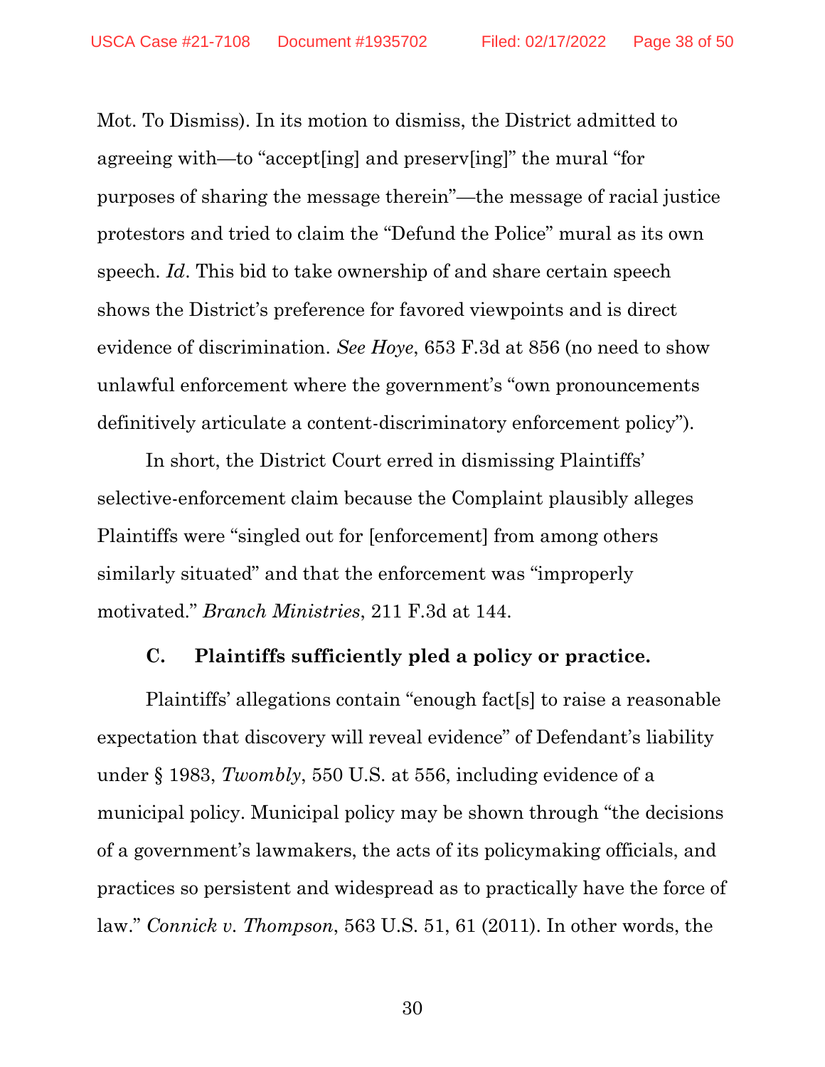Mot. To Dismiss). In its motion to dismiss, the District admitted to agreeing with—to "accept[ing] and preserv[ing]" the mural "for purposes of sharing the message therein"—the message of racial justice protestors and tried to claim the "Defund the Police" mural as its own speech. *Id*. This bid to take ownership of and share certain speech shows the District's preference for favored viewpoints and is direct evidence of discrimination. *See Hoye*, 653 F.3d at 856 (no need to show unlawful enforcement where the government's "own pronouncements definitively articulate a content-discriminatory enforcement policy").

In short, the District Court erred in dismissing Plaintiffs' selective-enforcement claim because the Complaint plausibly alleges Plaintiffs were "singled out for [enforcement] from among others similarly situated" and that the enforcement was "improperly motivated." *Branch Ministries*, 211 F.3d at 144.

### C. Plaintiffs sufficiently pled a policy or practice.

Plaintiffs' allegations contain "enough fact[s] to raise a reasonable expectation that discovery will reveal evidence" of Defendant's liability under § 1983, *Twombly*, 550 U.S. at 556, including evidence of a municipal policy. Municipal policy may be shown through "the decisions of a government's lawmakers, the acts of its policymaking officials, and practices so persistent and widespread as to practically have the force of law." *Connick v. Thompson*, 563 U.S. 51, 61 (2011). In other words, the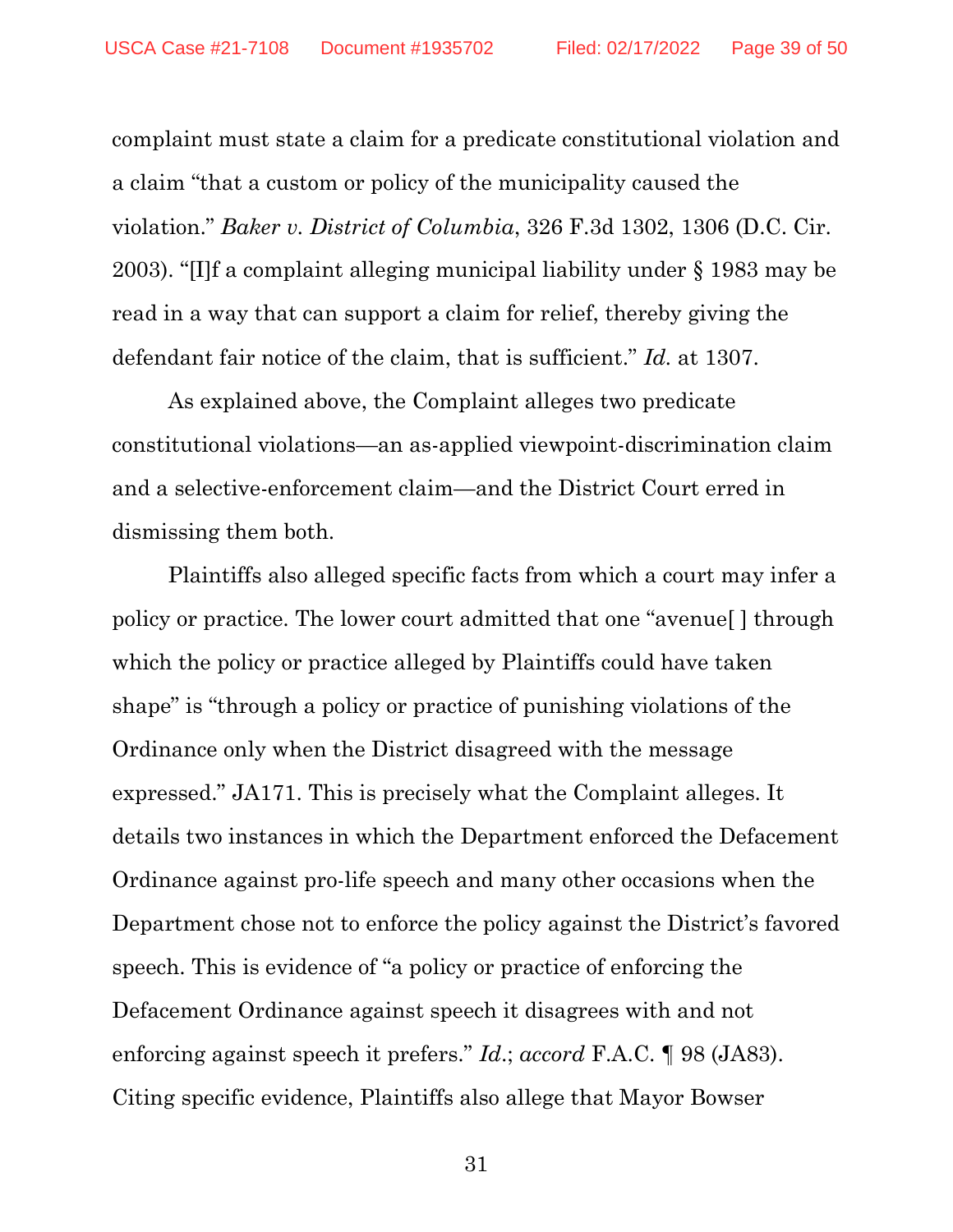complaint must state a claim for a predicate constitutional violation and a claim "that a custom or policy of the municipality caused the violation." *Baker v. District of Columbia*, 326 F.3d 1302, 1306 (D.C. Cir. 2003). "[I]f a complaint alleging municipal liability under § 1983 may be read in a way that can support a claim for relief, thereby giving the defendant fair notice of the claim, that is sufficient." *Id.* at 1307.

As explained above, the Complaint alleges two predicate constitutional violations—an as-applied viewpoint-discrimination claim and a selective-enforcement claim—and the District Court erred in dismissing them both.

Plaintiffs also alleged specific facts from which a court may infer a policy or practice. The lower court admitted that one "avenue[ ] through which the policy or practice alleged by Plaintiffs could have taken shape" is "through a policy or practice of punishing violations of the Ordinance only when the District disagreed with the message expressed." JA171. This is precisely what the Complaint alleges. It details two instances in which the Department enforced the Defacement Ordinance against pro-life speech and many other occasions when the Department chose not to enforce the policy against the District's favored speech. This is evidence of "a policy or practice of enforcing the Defacement Ordinance against speech it disagrees with and not enforcing against speech it prefers." *Id.*; *accord* F.A.C. ¶ 98 (JA83). Citing specific evidence, Plaintiffs also allege that Mayor Bowser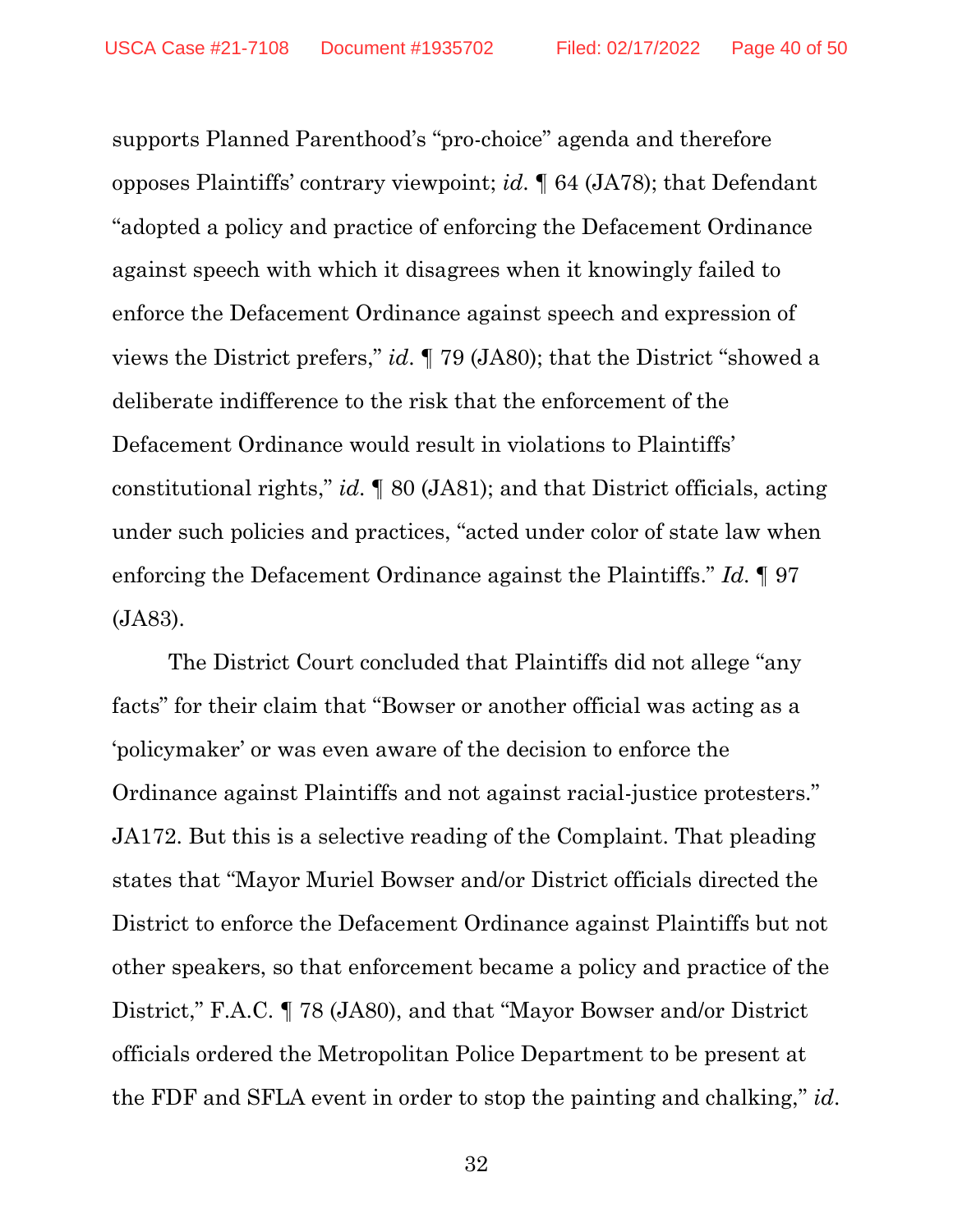supports Planned Parenthood's "pro-choice" agenda and therefore opposes Plaintiffs' contrary viewpoint; *id.* ¶ 64 (JA78); that Defendant "adopted a policy and practice of enforcing the Defacement Ordinance against speech with which it disagrees when it knowingly failed to enforce the Defacement Ordinance against speech and expression of views the District prefers," *id.* ¶ 79 (JA80); that the District "showed a deliberate indifference to the risk that the enforcement of the Defacement Ordinance would result in violations to Plaintiffs' constitutional rights," *id.* ¶ 80 (JA81); and that District officials, acting under such policies and practices, "acted under color of state law when enforcing the Defacement Ordinance against the Plaintiffs." *Id.* ¶ 97 (JA83).

The District Court concluded that Plaintiffs did not allege "any facts" for their claim that "Bowser or another official was acting as a 'policymaker' or was even aware of the decision to enforce the Ordinance against Plaintiffs and not against racial-justice protesters." JA172. But this is a selective reading of the Complaint. That pleading states that "Mayor Muriel Bowser and/or District officials directed the District to enforce the Defacement Ordinance against Plaintiffs but not other speakers, so that enforcement became a policy and practice of the District," F.A.C. ¶ 78 (JA80), and that "Mayor Bowser and/or District officials ordered the Metropolitan Police Department to be present at the FDF and SFLA event in order to stop the painting and chalking," *id.*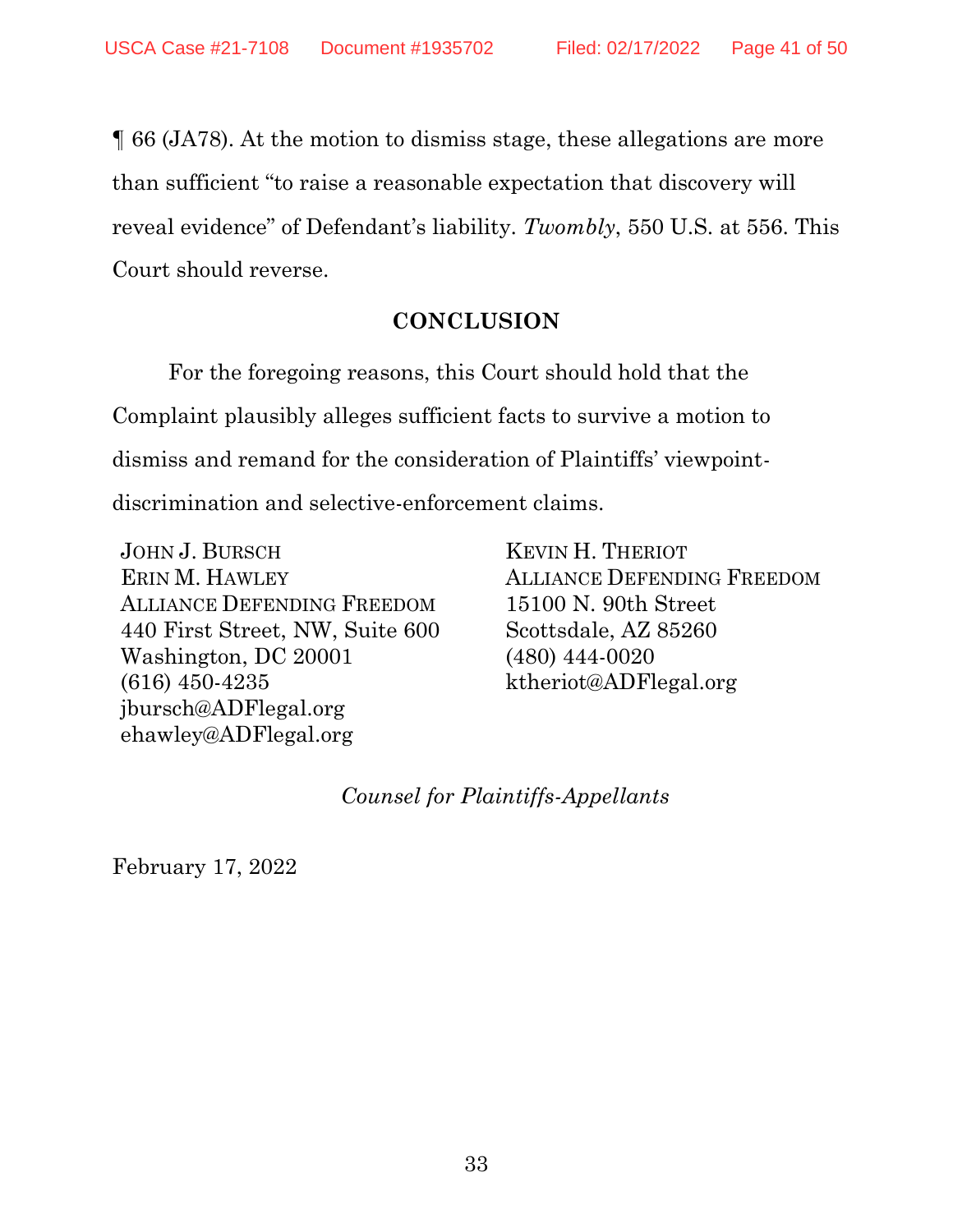¶ 66 (JA78). At the motion to dismiss stage, these allegations are more than sufficient "to raise a reasonable expectation that discovery will reveal evidence" of Defendant's liability. *Twombly*, 550 U.S. at 556. This Court should reverse.

## CONCLUSION

For the foregoing reasons, this Court should hold that the Complaint plausibly alleges sufficient facts to survive a motion to dismiss and remand for the consideration of Plaintiffs' viewpoint-discrimination and selective-enforcement claims.

JOHN J. BURSCH
ERIN M. HAWLEY
ALLIANCE DEFENDING FREEDOM
440 First Street, NW, Suite 600
Washington, DC 20001
(616) 450-4235
jbursch@ADFlegal.org
ehawley@ADFlegal.org

KEVIN H. THERIOT
ALLIANCE DEFENDING FREEDOM
15100 N. 90th Street
Scottsdale, AZ 85260
(480) 444-0020
ktheriot@ADFlegal.org

*Counsel for Plaintiffs-Appellants*

February 17, 2022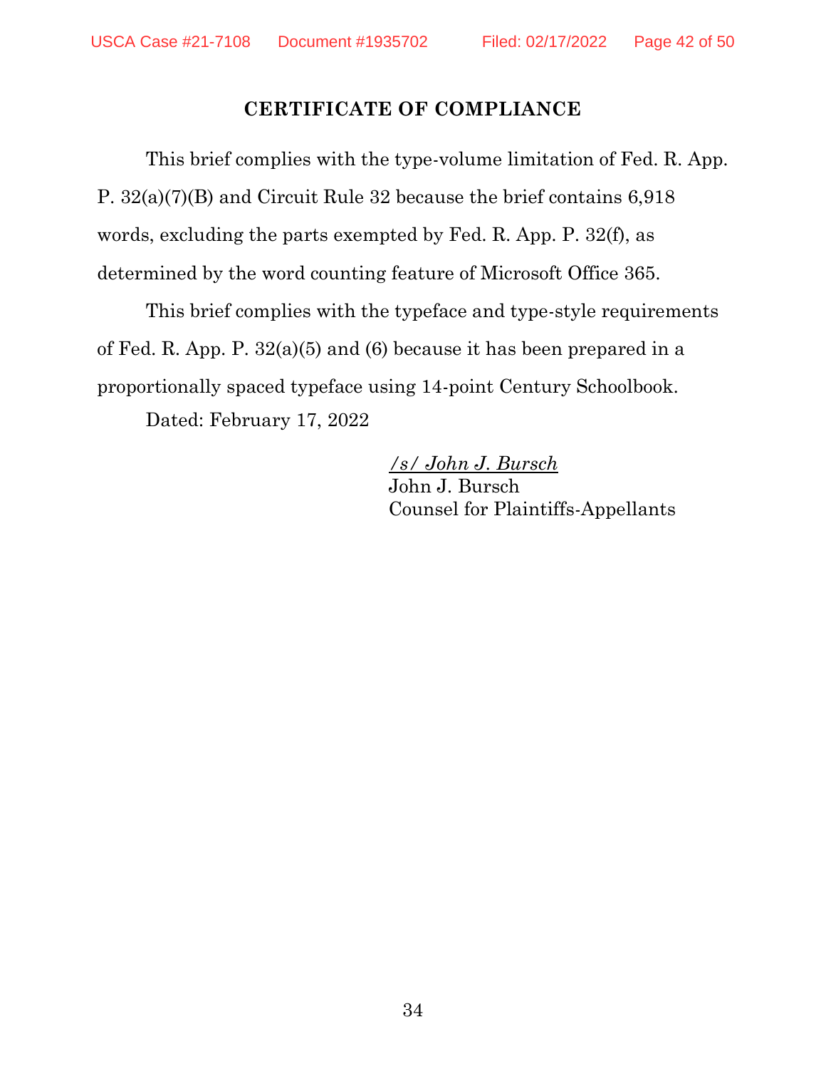## CERTIFICATE OF COMPLIANCE

This brief complies with the type-volume limitation of Fed. R. App. P. 32(a)(7)(B) and Circuit Rule 32 because the brief contains 6,918 words, excluding the parts exempted by Fed. R. App. P. 32(f), as determined by the word counting feature of Microsoft Office 365.

This brief complies with the typeface and type-style requirements of Fed. R. App. P. 32(a)(5) and (6) because it has been prepared in a proportionally spaced typeface using 14-point Century Schoolbook.

Dated: February 17, 2022

/s/ John J. Bursch
John J. Bursch
Counsel for Plaintiffs-Appellants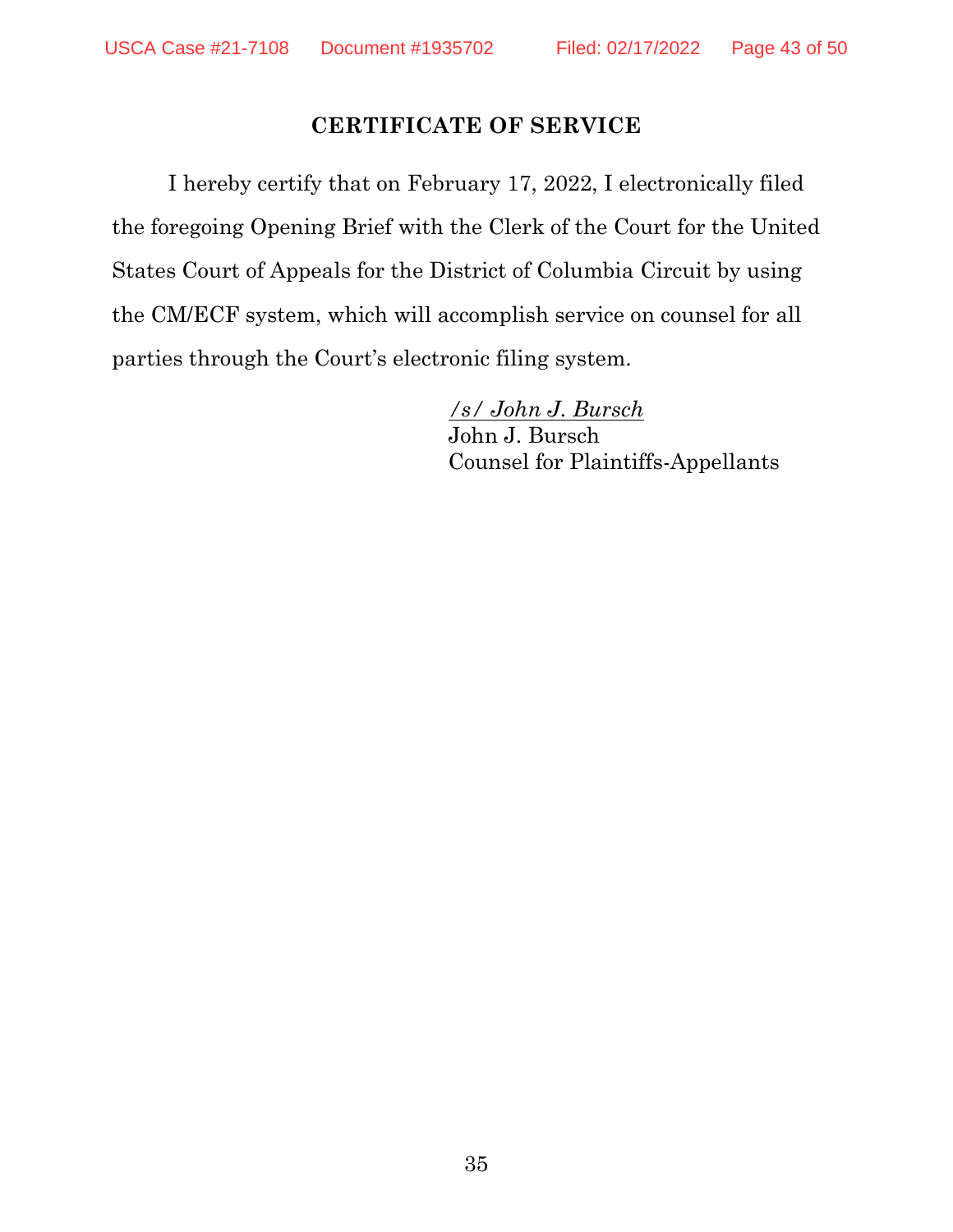## CERTIFICATE OF SERVICE

I hereby certify that on February 17, 2022, I electronically filed the foregoing Opening Brief with the Clerk of the Court for the United States Court of Appeals for the District of Columbia Circuit by using the CM/ECF system, which will accomplish service on counsel for all parties through the Court's electronic filing system.

/s/ *John J. Bursch*
John J. Bursch
Counsel for Plaintiffs-Appellants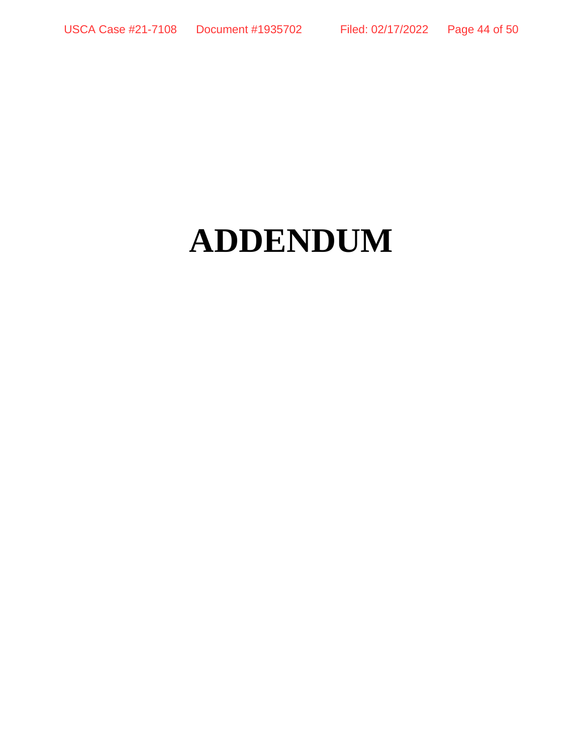# ADDENDUM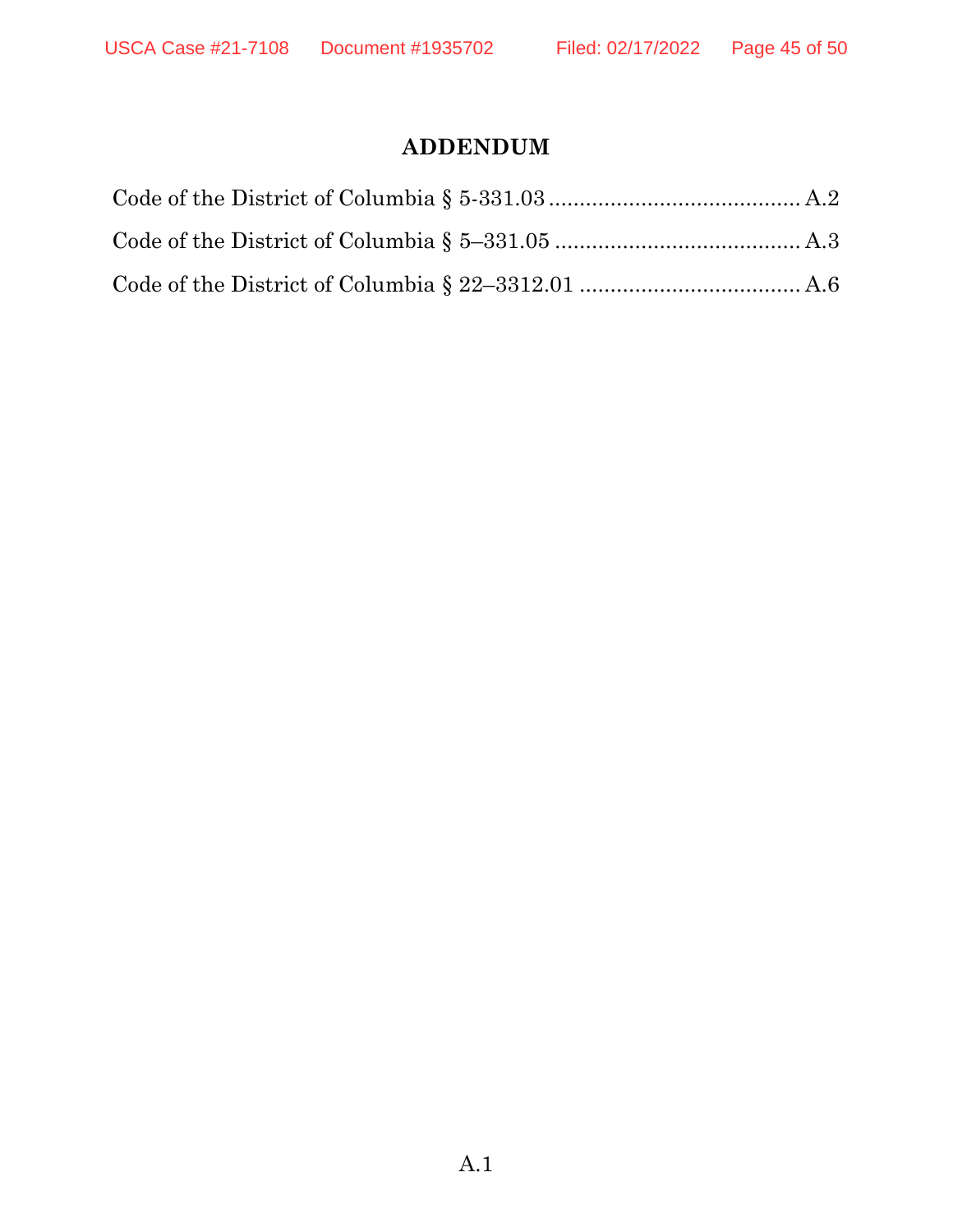# ADDENDUM

Code of the District of Columbia § 5-331.03 ........................................ A.2

Code of the District of Columbia § 5–331.05 ........................................ A.3

Code of the District of Columbia § 22–3312.01 .................................... A.6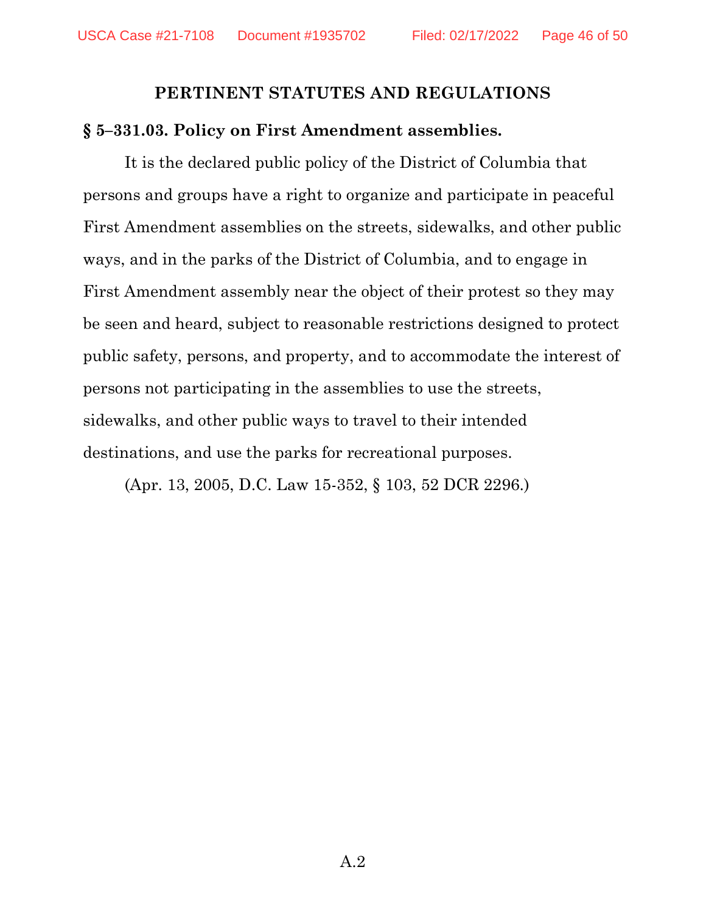## PERTINENT STATUTES AND REGULATIONS

### § 5–331.03. Policy on First Amendment assemblies.

It is the declared public policy of the District of Columbia that persons and groups have a right to organize and participate in peaceful First Amendment assemblies on the streets, sidewalks, and other public ways, and in the parks of the District of Columbia, and to engage in First Amendment assembly near the object of their protest so they may be seen and heard, subject to reasonable restrictions designed to protect public safety, persons, and property, and to accommodate the interest of persons not participating in the assemblies to use the streets, sidewalks, and other public ways to travel to their intended destinations, and use the parks for recreational purposes.

(Apr. 13, 2005, D.C. Law 15-352, § 103, 52 DCR 2296.)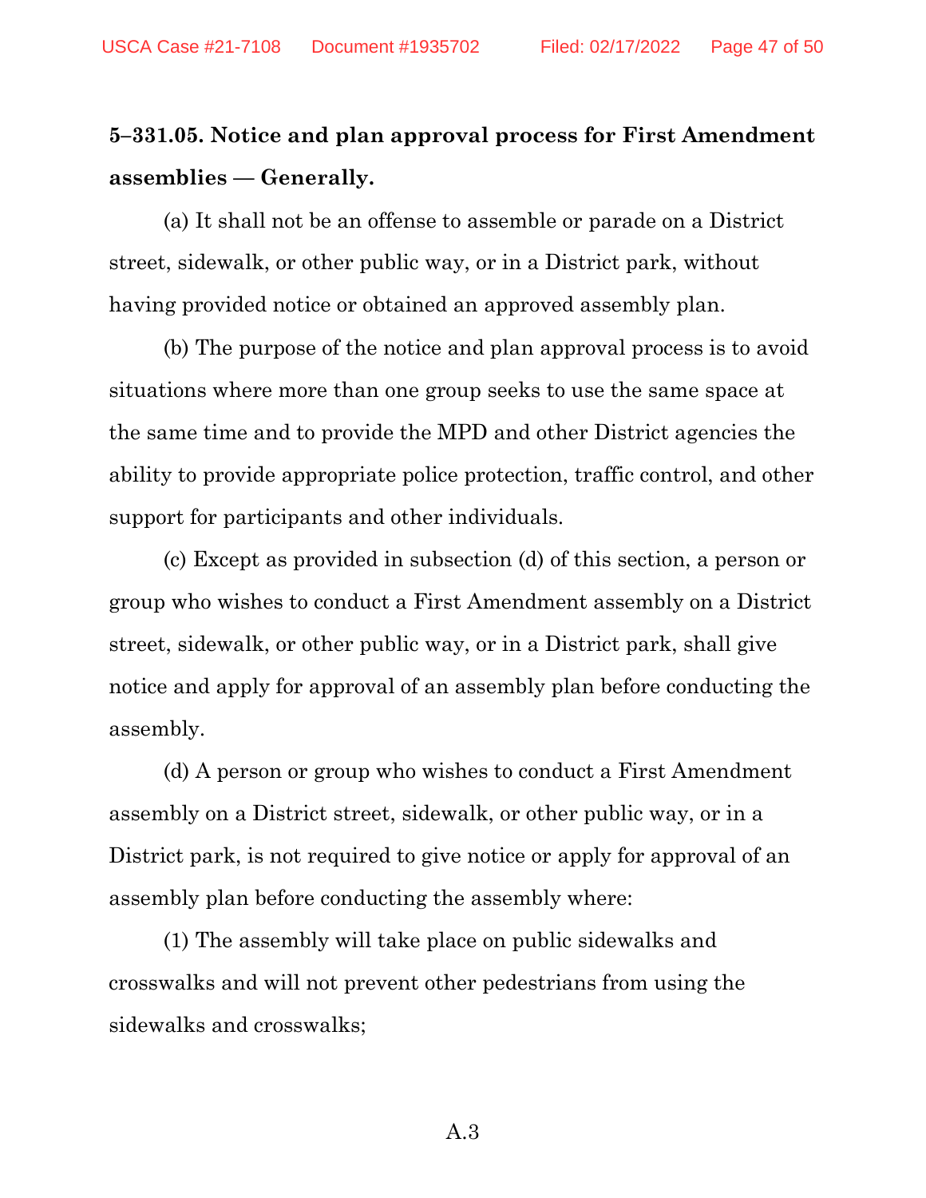**5–331.05. Notice and plan approval process for First Amendment assemblies — Generally.**

(a) It shall not be an offense to assemble or parade on a District street, sidewalk, or other public way, or in a District park, without having provided notice or obtained an approved assembly plan.

(b) The purpose of the notice and plan approval process is to avoid situations where more than one group seeks to use the same space at the same time and to provide the MPD and other District agencies the ability to provide appropriate police protection, traffic control, and other support for participants and other individuals.

(c) Except as provided in subsection (d) of this section, a person or group who wishes to conduct a First Amendment assembly on a District street, sidewalk, or other public way, or in a District park, shall give notice and apply for approval of an assembly plan before conducting the assembly.

(d) A person or group who wishes to conduct a First Amendment assembly on a District street, sidewalk, or other public way, or in a District park, is not required to give notice or apply for approval of an assembly plan before conducting the assembly where:

(1) The assembly will take place on public sidewalks and crosswalks and will not prevent other pedestrians from using the sidewalks and crosswalks;

A.3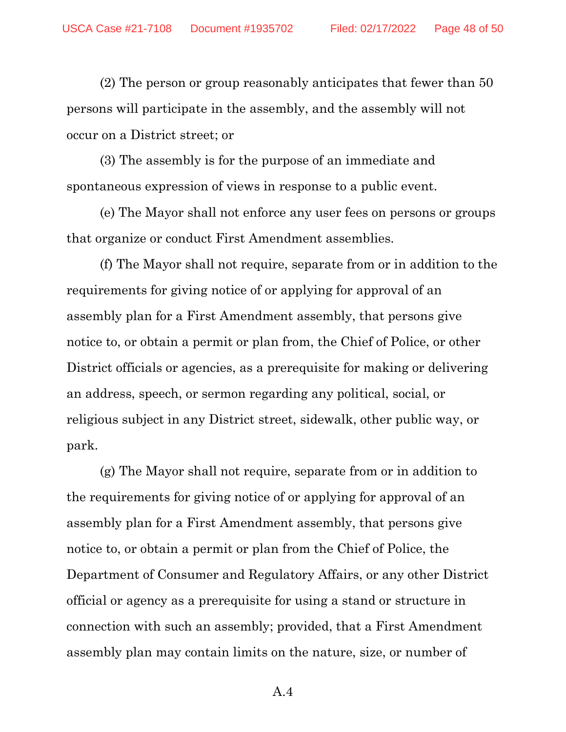(2) The person or group reasonably anticipates that fewer than 50 persons will participate in the assembly, and the assembly will not occur on a District street; or

(3) The assembly is for the purpose of an immediate and spontaneous expression of views in response to a public event.

(e) The Mayor shall not enforce any user fees on persons or groups that organize or conduct First Amendment assemblies.

(f) The Mayor shall not require, separate from or in addition to the requirements for giving notice of or applying for approval of an assembly plan for a First Amendment assembly, that persons give notice to, or obtain a permit or plan from, the Chief of Police, or other District officials or agencies, as a prerequisite for making or delivering an address, speech, or sermon regarding any political, social, or religious subject in any District street, sidewalk, other public way, or park.

(g) The Mayor shall not require, separate from or in addition to the requirements for giving notice of or applying for approval of an assembly plan for a First Amendment assembly, that persons give notice to, or obtain a permit or plan from the Chief of Police, the Department of Consumer and Regulatory Affairs, or any other District official or agency as a prerequisite for using a stand or structure in connection with such an assembly; provided, that a First Amendment assembly plan may contain limits on the nature, size, or number of

A.4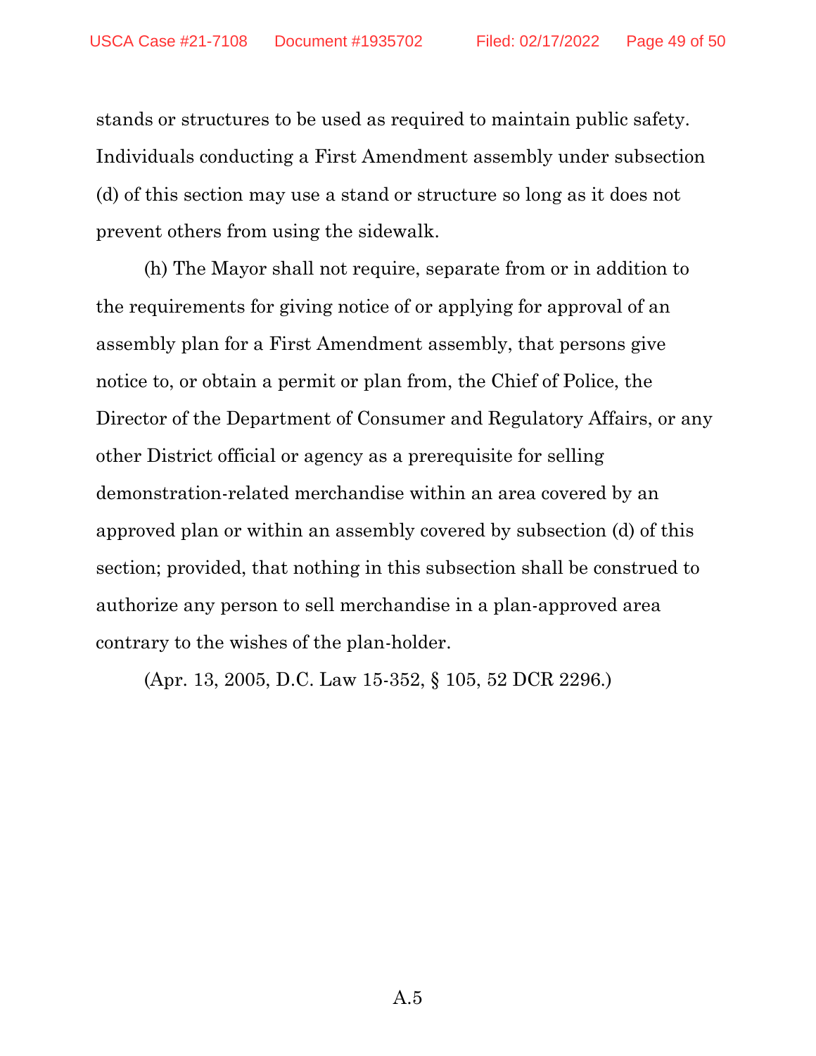stands or structures to be used as required to maintain public safety. Individuals conducting a First Amendment assembly under subsection (d) of this section may use a stand or structure so long as it does not prevent others from using the sidewalk.

(h) The Mayor shall not require, separate from or in addition to the requirements for giving notice of or applying for approval of an assembly plan for a First Amendment assembly, that persons give notice to, or obtain a permit or plan from, the Chief of Police, the Director of the Department of Consumer and Regulatory Affairs, or any other District official or agency as a prerequisite for selling demonstration-related merchandise within an area covered by an approved plan or within an assembly covered by subsection (d) of this section; provided, that nothing in this subsection shall be construed to authorize any person to sell merchandise in a plan-approved area contrary to the wishes of the plan-holder.

(Apr. 13, 2005, D.C. Law 15-352, § 105, 52 DCR 2296.)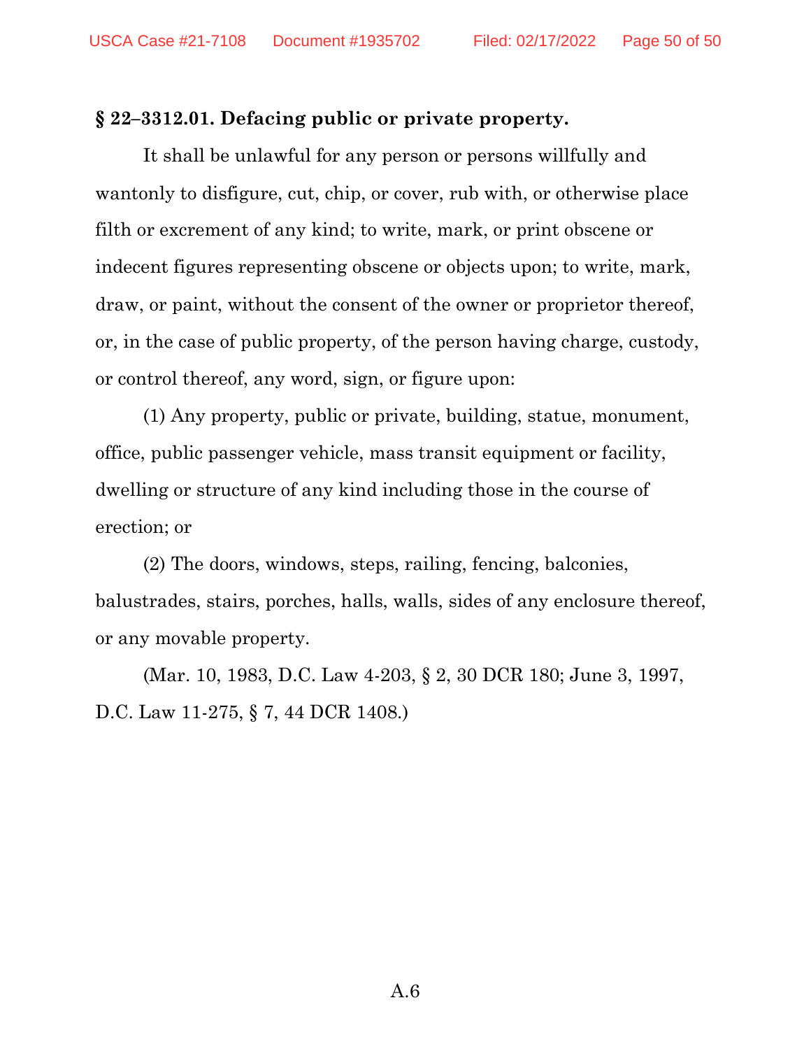**§ 22–3312.01. Defacing public or private property.**

It shall be unlawful for any person or persons willfully and wantonly to disfigure, cut, chip, or cover, rub with, or otherwise place filth or excrement of any kind; to write, mark, or print obscene or indecent figures representing obscene or objects upon; to write, mark, draw, or paint, without the consent of the owner or proprietor thereof, or, in the case of public property, of the person having charge, custody, or control thereof, any word, sign, or figure upon:

(1) Any property, public or private, building, statue, monument, office, public passenger vehicle, mass transit equipment or facility, dwelling or structure of any kind including those in the course of erection; or

(2) The doors, windows, steps, railing, fencing, balconies, balustrades, stairs, porches, halls, walls, sides of any enclosure thereof, or any movable property.

(Mar. 10, 1983, D.C. Law 4-203, § 2, 30 DCR 180; June 3, 1997, D.C. Law 11-275, § 7, 44 DCR 1408.)

A.6